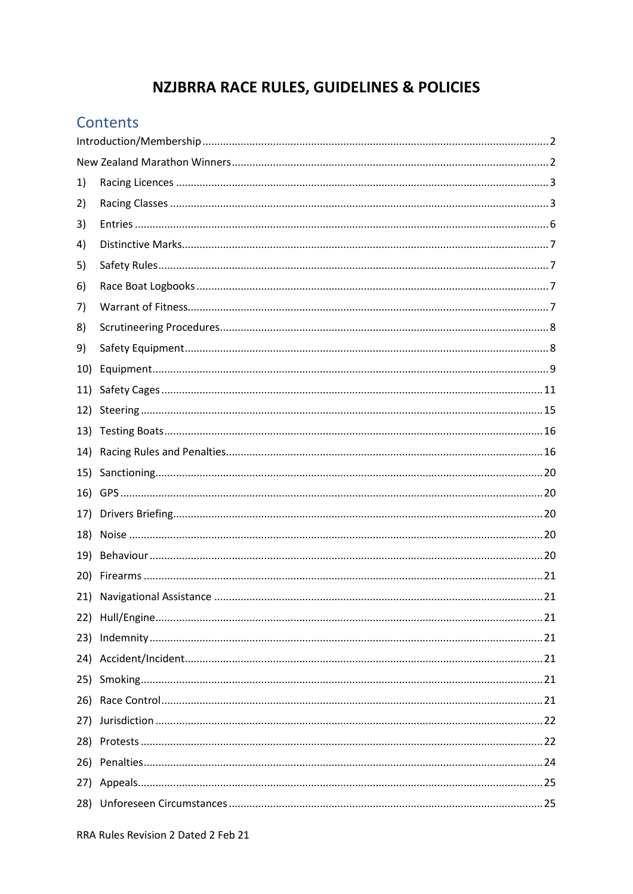# NZJBRRA RACE RULES, GUIDELINES & POLICIES

## Contents

Introduction/Membership .......... 2

New Zealand Marathon Winners .......... 2

1) Racing Licences .......... 3

2) Racing Classes .......... 3

3) Entries .......... 6

4) Distinctive Marks .......... 7

5) Safety Rules .......... 7

6) Race Boat Logbooks .......... 7

7) Warrant of Fitness .......... 7

8) Scrutineering Procedures .......... 8

9) Safety Equipment .......... 8

10) Equipment .......... 9

11) Safety Cages .......... 11

12) Steering .......... 15

13) Testing Boats .......... 16

14) Racing Rules and Penalties .......... 16

15) Sanctioning .......... 20

16) GPS .......... 20

17) Drivers Briefing .......... 20

18) Noise .......... 20

19) Behaviour .......... 20

20) Firearms .......... 21

21) Navigational Assistance .......... 21

22) Hull/Engine .......... 21

23) Indemnity .......... 21

24) Accident/Incident .......... 21

25) Smoking .......... 21

26) Race Control .......... 21

27) Jurisdiction .......... 22

28) Protests .......... 22

26) Penalties .......... 24

27) Appeals .......... 25

28) Unforeseen Circumstances .......... 25

RRA Rules Revision 2 Dated 2 Feb 21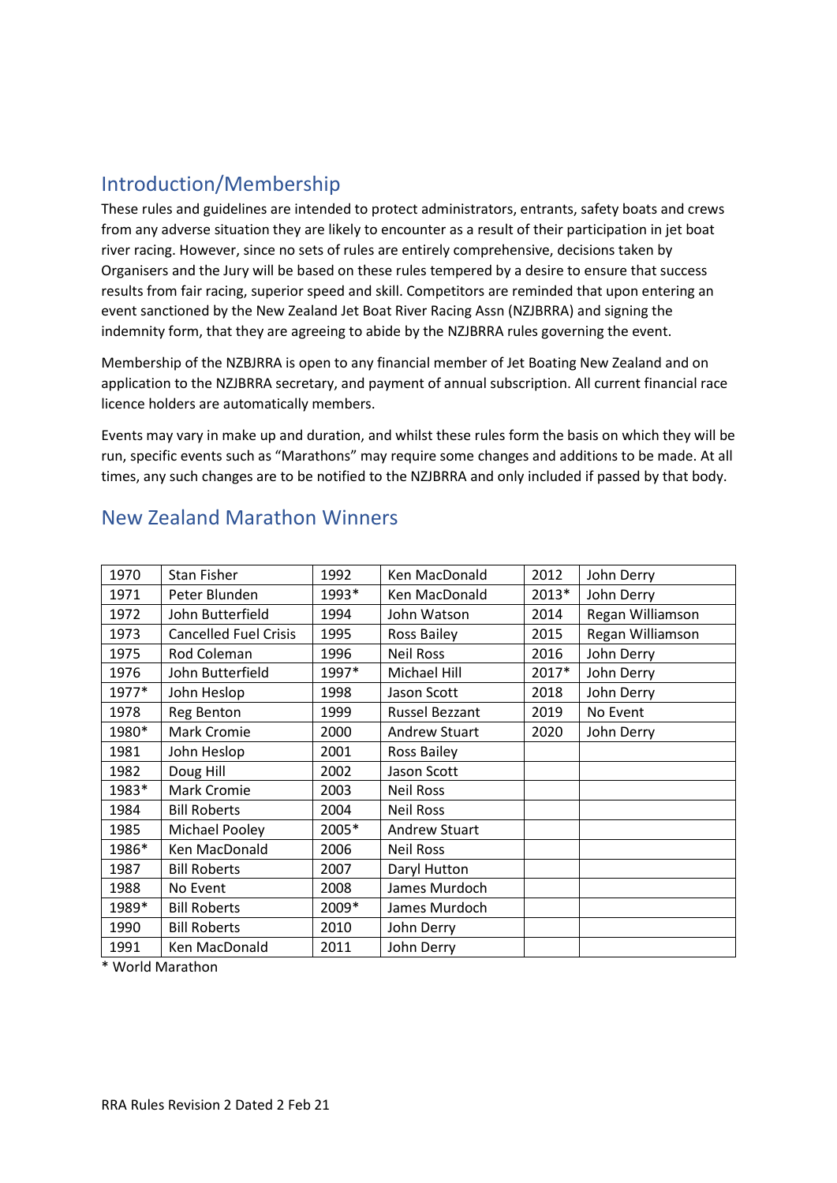## Introduction/Membership

These rules and guidelines are intended to protect administrators, entrants, safety boats and crews from any adverse situation they are likely to encounter as a result of their participation in jet boat river racing. However, since no sets of rules are entirely comprehensive, decisions taken by Organisers and the Jury will be based on these rules tempered by a desire to ensure that success results from fair racing, superior speed and skill. Competitors are reminded that upon entering an event sanctioned by the New Zealand Jet Boat River Racing Assn (NZJBRRA) and signing the indemnity form, that they are agreeing to abide by the NZJBRRA rules governing the event.

Membership of the NZBJRRA is open to any financial member of Jet Boating New Zealand and on application to the NZJBRRA secretary, and payment of annual subscription. All current financial race licence holders are automatically members.

Events may vary in make up and duration, and whilst these rules form the basis on which they will be run, specific events such as "Marathons" may require some changes and additions to be made. At all times, any such changes are to be notified to the NZJBRRA and only included if passed by that body.

## New Zealand Marathon Winners

| | | | | | |
|---|---|---|---|---|---|
| 1970 | Stan Fisher | 1992 | Ken MacDonald | 2012 | John Derry |
| 1971 | Peter Blunden | 1993* | Ken MacDonald | 2013* | John Derry |
| 1972 | John Butterfield | 1994 | John Watson | 2014 | Regan Williamson |
| 1973 | Cancelled Fuel Crisis | 1995 | Ross Bailey | 2015 | Regan Williamson |
| 1975 | Rod Coleman | 1996 | Neil Ross | 2016 | John Derry |
| 1976 | John Butterfield | 1997* | Michael Hill | 2017* | John Derry |
| 1977* | John Heslop | 1998 | Jason Scott | 2018 | John Derry |
| 1978 | Reg Benton | 1999 | Russel Bezzant | 2019 | No Event |
| 1980* | Mark Cromie | 2000 | Andrew Stuart | 2020 | John Derry |
| 1981 | John Heslop | 2001 | Ross Bailey | | |
| 1982 | Doug Hill | 2002 | Jason Scott | | |
| 1983* | Mark Cromie | 2003 | Neil Ross | | |
| 1984 | Bill Roberts | 2004 | Neil Ross | | |
| 1985 | Michael Pooley | 2005* | Andrew Stuart | | |
| 1986* | Ken MacDonald | 2006 | Neil Ross | | |
| 1987 | Bill Roberts | 2007 | Daryl Hutton | | |
| 1988 | No Event | 2008 | James Murdoch | | |
| 1989* | Bill Roberts | 2009* | James Murdoch | | |
| 1990 | Bill Roberts | 2010 | John Derry | | |
| 1991 | Ken MacDonald | 2011 | John Derry | | |

* World Marathon

RRA Rules Revision 2 Dated 2 Feb 21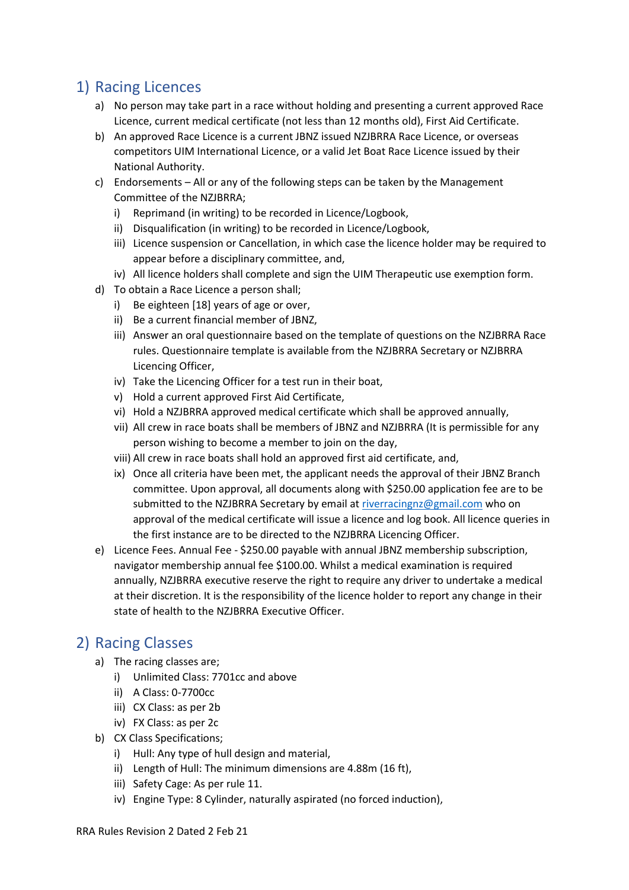## 1) Racing Licences

a) No person may take part in a race without holding and presenting a current approved Race Licence, current medical certificate (not less than 12 months old), First Aid Certificate.

b) An approved Race Licence is a current JBNZ issued NZJBRRA Race Licence, or overseas competitors UIM International Licence, or a valid Jet Boat Race Licence issued by their National Authority.

c) Endorsements – All or any of the following steps can be taken by the Management Committee of the NZJBRRA;
   - i) Reprimand (in writing) to be recorded in Licence/Logbook,
   - ii) Disqualification (in writing) to be recorded in Licence/Logbook,
   - iii) Licence suspension or Cancellation, in which case the licence holder may be required to appear before a disciplinary committee, and,
   - iv) All licence holders shall complete and sign the UIM Therapeutic use exemption form.

d) To obtain a Race Licence a person shall;
   - i) Be eighteen [18] years of age or over,
   - ii) Be a current financial member of JBNZ,
   - iii) Answer an oral questionnaire based on the template of questions on the NZJBRRA Race rules. Questionnaire template is available from the NZJBRRA Secretary or NZJBRRA Licencing Officer,
   - iv) Take the Licencing Officer for a test run in their boat,
   - v) Hold a current approved First Aid Certificate,
   - vi) Hold a NZJBRRA approved medical certificate which shall be approved annually,
   - vii) All crew in race boats shall be members of JBNZ and NZJBRRA (It is permissible for any person wishing to become a member to join on the day,
   - viii) All crew in race boats shall hold an approved first aid certificate, and,
   - ix) Once all criteria have been met, the applicant needs the approval of their JBNZ Branch committee. Upon approval, all documents along with $250.00 application fee are to be submitted to the NZJBRRA Secretary by email at riverracingnz@gmail.com who on approval of the medical certificate will issue a licence and log book. All licence queries in the first instance are to be directed to the NZJBRRA Licencing Officer.

e) Licence Fees. Annual Fee - $250.00 payable with annual JBNZ membership subscription, navigator membership annual fee $100.00. Whilst a medical examination is required annually, NZJBRRA executive reserve the right to require any driver to undertake a medical at their discretion. It is the responsibility of the licence holder to report any change in their state of health to the NZJBRRA Executive Officer.

## 2) Racing Classes

a) The racing classes are;
   - i) Unlimited Class: 7701cc and above
   - ii) A Class: 0-7700cc
   - iii) CX Class: as per 2b
   - iv) FX Class: as per 2c

b) CX Class Specifications;
   - i) Hull: Any type of hull design and material,
   - ii) Length of Hull: The minimum dimensions are 4.88m (16 ft),
   - iii) Safety Cage: As per rule 11.
   - iv) Engine Type: 8 Cylinder, naturally aspirated (no forced induction),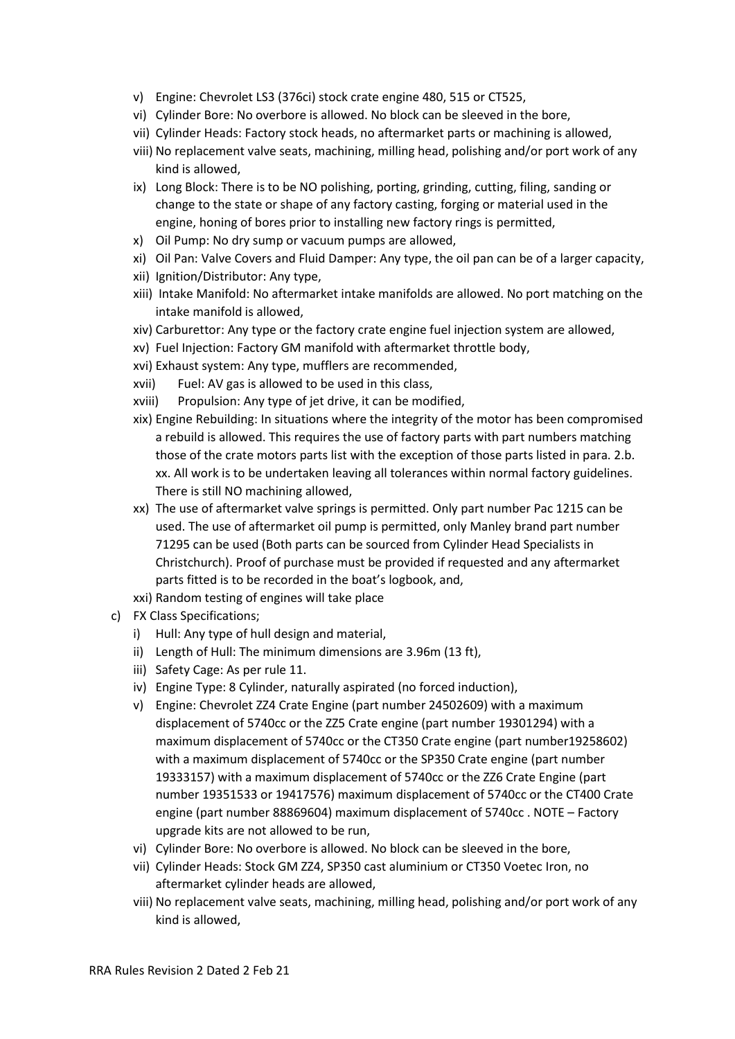- v) Engine: Chevrolet LS3 (376ci) stock crate engine 480, 515 or CT525,
- vi) Cylinder Bore: No overbore is allowed. No block can be sleeved in the bore,
- vii) Cylinder Heads: Factory stock heads, no aftermarket parts or machining is allowed,
- viii) No replacement valve seats, machining, milling head, polishing and/or port work of any kind is allowed,
- ix) Long Block: There is to be NO polishing, porting, grinding, cutting, filing, sanding or change to the state or shape of any factory casting, forging or material used in the engine, honing of bores prior to installing new factory rings is permitted,
- x) Oil Pump: No dry sump or vacuum pumps are allowed,
- xi) Oil Pan: Valve Covers and Fluid Damper: Any type, the oil pan can be of a larger capacity,
- xii) Ignition/Distributor: Any type,
- xiii) Intake Manifold: No aftermarket intake manifolds are allowed. No port matching on the intake manifold is allowed,
- xiv) Carburettor: Any type or the factory crate engine fuel injection system are allowed,
- xv) Fuel Injection: Factory GM manifold with aftermarket throttle body,
- xvi) Exhaust system: Any type, mufflers are recommended,
- xvii) Fuel: AV gas is allowed to be used in this class,
- xviii) Propulsion: Any type of jet drive, it can be modified,
- xix) Engine Rebuilding: In situations where the integrity of the motor has been compromised a rebuild is allowed. This requires the use of factory parts with part numbers matching those of the crate motors parts list with the exception of those parts listed in para. 2.b. xx. All work is to be undertaken leaving all tolerances within normal factory guidelines. There is still NO machining allowed,
- xx) The use of aftermarket valve springs is permitted. Only part number Pac 1215 can be used. The use of aftermarket oil pump is permitted, only Manley brand part number 71295 can be used (Both parts can be sourced from Cylinder Head Specialists in Christchurch). Proof of purchase must be provided if requested and any aftermarket parts fitted is to be recorded in the boat's logbook, and,
- xxi) Random testing of engines will take place

c) FX Class Specifications;

- i) Hull: Any type of hull design and material,
- ii) Length of Hull: The minimum dimensions are 3.96m (13 ft),
- iii) Safety Cage: As per rule 11.
- iv) Engine Type: 8 Cylinder, naturally aspirated (no forced induction),
- v) Engine: Chevrolet ZZ4 Crate Engine (part number 24502609) with a maximum displacement of 5740cc or the ZZ5 Crate engine (part number 19301294) with a maximum displacement of 5740cc or the CT350 Crate engine (part number19258602) with a maximum displacement of 5740cc or the SP350 Crate engine (part number 19333157) with a maximum displacement of 5740cc or the ZZ6 Crate Engine (part number 19351533 or 19417576) maximum displacement of 5740cc or the CT400 Crate engine (part number 88869604) maximum displacement of 5740cc . NOTE – Factory upgrade kits are not allowed to be run,
- vi) Cylinder Bore: No overbore is allowed. No block can be sleeved in the bore,
- vii) Cylinder Heads: Stock GM ZZ4, SP350 cast aluminium or CT350 Voetec Iron, no aftermarket cylinder heads are allowed,
- viii) No replacement valve seats, machining, milling head, polishing and/or port work of any kind is allowed,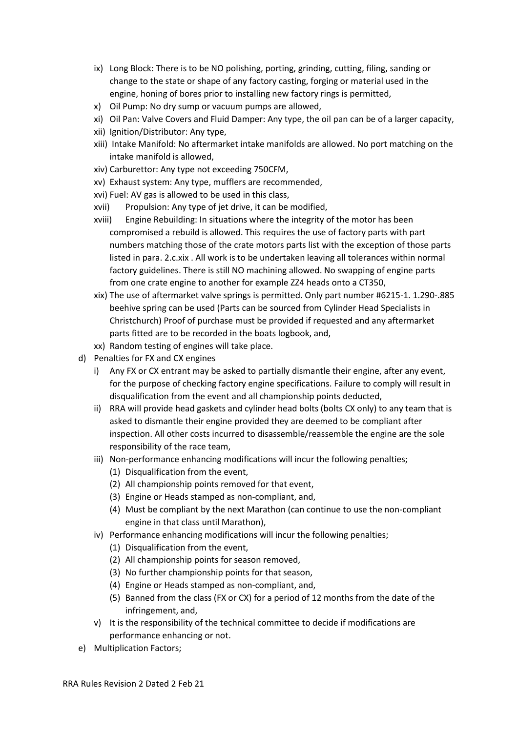ix) Long Block: There is to be NO polishing, porting, grinding, cutting, filing, sanding or change to the state or shape of any factory casting, forging or material used in the engine, honing of bores prior to installing new factory rings is permitted,

x) Oil Pump: No dry sump or vacuum pumps are allowed,

xi) Oil Pan: Valve Covers and Fluid Damper: Any type, the oil pan can be of a larger capacity,

xii) Ignition/Distributor: Any type,

xiii) Intake Manifold: No aftermarket intake manifolds are allowed. No port matching on the intake manifold is allowed,

xiv) Carburettor: Any type not exceeding 750CFM,

xv) Exhaust system: Any type, mufflers are recommended,

xvi) Fuel: AV gas is allowed to be used in this class,

xvii) Propulsion: Any type of jet drive, it can be modified,

xviii) Engine Rebuilding: In situations where the integrity of the motor has been compromised a rebuild is allowed. This requires the use of factory parts with part numbers matching those of the crate motors parts list with the exception of those parts listed in para. 2.c.xix . All work is to be undertaken leaving all tolerances within normal factory guidelines. There is still NO machining allowed. No swapping of engine parts from one crate engine to another for example ZZ4 heads onto a CT350,

xix) The use of aftermarket valve springs is permitted. Only part number #6215-1. 1.290-.885 beehive spring can be used (Parts can be sourced from Cylinder Head Specialists in Christchurch) Proof of purchase must be provided if requested and any aftermarket parts fitted are to be recorded in the boats logbook, and,

xx) Random testing of engines will take place.

d) Penalties for FX and CX engines

i) Any FX or CX entrant may be asked to partially dismantle their engine, after any event, for the purpose of checking factory engine specifications. Failure to comply will result in disqualification from the event and all championship points deducted,

ii) RRA will provide head gaskets and cylinder head bolts (bolts CX only) to any team that is asked to dismantle their engine provided they are deemed to be compliant after inspection. All other costs incurred to disassemble/reassemble the engine are the sole responsibility of the race team,

iii) Non-performance enhancing modifications will incur the following penalties;

(1) Disqualification from the event,

(2) All championship points removed for that event,

(3) Engine or Heads stamped as non-compliant, and,

(4) Must be compliant by the next Marathon (can continue to use the non-compliant engine in that class until Marathon),

iv) Performance enhancing modifications will incur the following penalties;

(1) Disqualification from the event,

(2) All championship points for season removed,

(3) No further championship points for that season,

(4) Engine or Heads stamped as non-compliant, and,

(5) Banned from the class (FX or CX) for a period of 12 months from the date of the infringement, and,

v) It is the responsibility of the technical committee to decide if modifications are performance enhancing or not.

e) Multiplication Factors;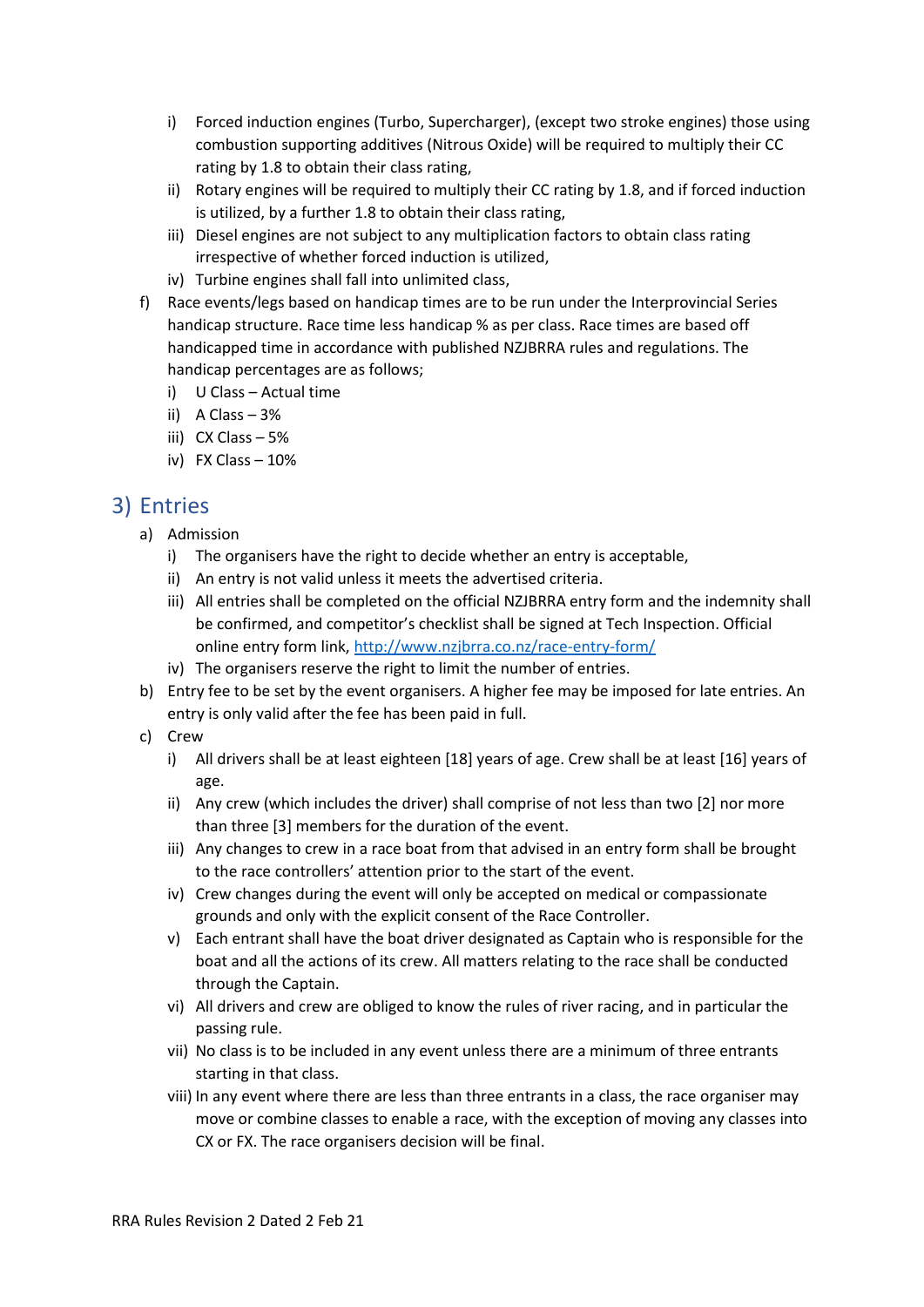i) Forced induction engines (Turbo, Supercharger), (except two stroke engines) those using combustion supporting additives (Nitrous Oxide) will be required to multiply their CC rating by 1.8 to obtain their class rating,
   ii) Rotary engines will be required to multiply their CC rating by 1.8, and if forced induction is utilized, by a further 1.8 to obtain their class rating,
   iii) Diesel engines are not subject to any multiplication factors to obtain class rating irrespective of whether forced induction is utilized,
   iv) Turbine engines shall fall into unlimited class,

f) Race events/legs based on handicap times are to be run under the Interprovincial Series handicap structure. Race time less handicap % as per class. Race times are based off handicapped time in accordance with published NZJBRRA rules and regulations. The handicap percentages are as follows;
   i) U Class – Actual time
   ii) A Class – 3%
   iii) CX Class – 5%
   iv) FX Class – 10%

## 3) Entries

a) Admission
   i) The organisers have the right to decide whether an entry is acceptable,
   ii) An entry is not valid unless it meets the advertised criteria.
   iii) All entries shall be completed on the official NZJBRRA entry form and the indemnity shall be confirmed, and competitor's checklist shall be signed at Tech Inspection. Official online entry form link, [http://www.nzjbrra.co.nz/race-entry-form/](http://www.nzjbrra.co.nz/race-entry-form/)
   iv) The organisers reserve the right to limit the number of entries.

b) Entry fee to be set by the event organisers. A higher fee may be imposed for late entries. An entry is only valid after the fee has been paid in full.

c) Crew
   i) All drivers shall be at least eighteen [18] years of age. Crew shall be at least [16] years of age.
   ii) Any crew (which includes the driver) shall comprise of not less than two [2] nor more than three [3] members for the duration of the event.
   iii) Any changes to crew in a race boat from that advised in an entry form shall be brought to the race controllers' attention prior to the start of the event.
   iv) Crew changes during the event will only be accepted on medical or compassionate grounds and only with the explicit consent of the Race Controller.
   v) Each entrant shall have the boat driver designated as Captain who is responsible for the boat and all the actions of its crew. All matters relating to the race shall be conducted through the Captain.
   vi) All drivers and crew are obliged to know the rules of river racing, and in particular the passing rule.
   vii) No class is to be included in any event unless there are a minimum of three entrants starting in that class.
   viii) In any event where there are less than three entrants in a class, the race organiser may move or combine classes to enable a race, with the exception of moving any classes into CX or FX. The race organisers decision will be final.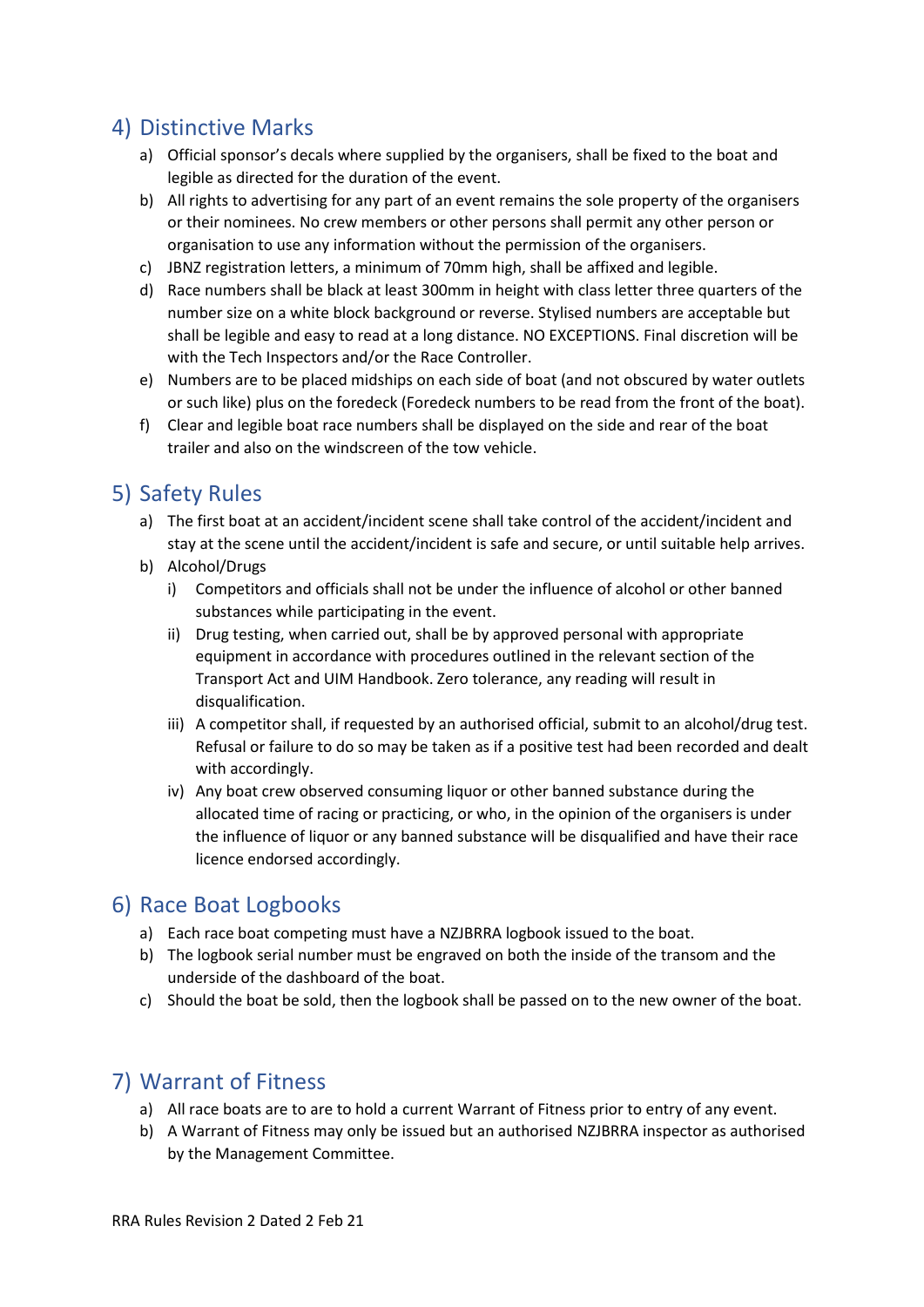## 4) Distinctive Marks

a) Official sponsor's decals where supplied by the organisers, shall be fixed to the boat and legible as directed for the duration of the event.

b) All rights to advertising for any part of an event remains the sole property of the organisers or their nominees. No crew members or other persons shall permit any other person or organisation to use any information without the permission of the organisers.

c) JBNZ registration letters, a minimum of 70mm high, shall be affixed and legible.

d) Race numbers shall be black at least 300mm in height with class letter three quarters of the number size on a white block background or reverse. Stylised numbers are acceptable but shall be legible and easy to read at a long distance. NO EXCEPTIONS. Final discretion will be with the Tech Inspectors and/or the Race Controller.

e) Numbers are to be placed midships on each side of boat (and not obscured by water outlets or such like) plus on the foredeck (Foredeck numbers to be read from the front of the boat).

f) Clear and legible boat race numbers shall be displayed on the side and rear of the boat trailer and also on the windscreen of the tow vehicle.

## 5) Safety Rules

a) The first boat at an accident/incident scene shall take control of the accident/incident and stay at the scene until the accident/incident is safe and secure, or until suitable help arrives.

b) Alcohol/Drugs

   i) Competitors and officials shall not be under the influence of alcohol or other banned substances while participating in the event.

   ii) Drug testing, when carried out, shall be by approved personal with appropriate equipment in accordance with procedures outlined in the relevant section of the Transport Act and UIM Handbook. Zero tolerance, any reading will result in disqualification.

   iii) A competitor shall, if requested by an authorised official, submit to an alcohol/drug test. Refusal or failure to do so may be taken as if a positive test had been recorded and dealt with accordingly.

   iv) Any boat crew observed consuming liquor or other banned substance during the allocated time of racing or practicing, or who, in the opinion of the organisers is under the influence of liquor or any banned substance will be disqualified and have their race licence endorsed accordingly.

## 6) Race Boat Logbooks

a) Each race boat competing must have a NZJBRRA logbook issued to the boat.

b) The logbook serial number must be engraved on both the inside of the transom and the underside of the dashboard of the boat.

c) Should the boat be sold, then the logbook shall be passed on to the new owner of the boat.

## 7) Warrant of Fitness

a) All race boats are to are to hold a current Warrant of Fitness prior to entry of any event.

b) A Warrant of Fitness may only be issued but an authorised NZJBRRA inspector as authorised by the Management Committee.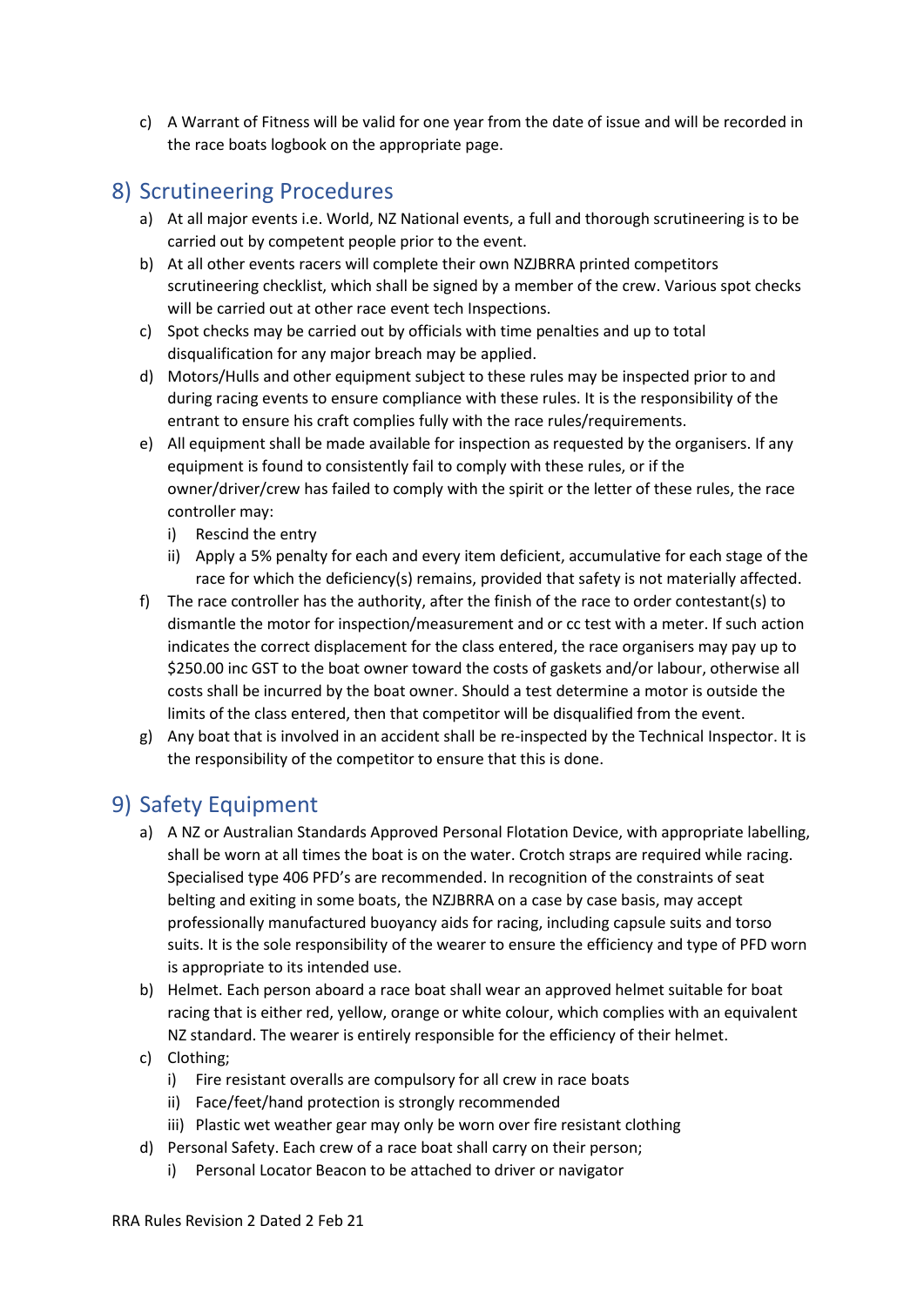c) A Warrant of Fitness will be valid for one year from the date of issue and will be recorded in the race boats logbook on the appropriate page.

## 8) Scrutineering Procedures

a) At all major events i.e. World, NZ National events, a full and thorough scrutineering is to be carried out by competent people prior to the event.

b) At all other events racers will complete their own NZJBRRA printed competitors scrutineering checklist, which shall be signed by a member of the crew. Various spot checks will be carried out at other race event tech Inspections.

c) Spot checks may be carried out by officials with time penalties and up to total disqualification for any major breach may be applied.

d) Motors/Hulls and other equipment subject to these rules may be inspected prior to and during racing events to ensure compliance with these rules. It is the responsibility of the entrant to ensure his craft complies fully with the race rules/requirements.

e) All equipment shall be made available for inspection as requested by the organisers. If any equipment is found to consistently fail to comply with these rules, or if the owner/driver/crew has failed to comply with the spirit or the letter of these rules, the race controller may:
   i) Rescind the entry
   ii) Apply a 5% penalty for each and every item deficient, accumulative for each stage of the race for which the deficiency(s) remains, provided that safety is not materially affected.

f) The race controller has the authority, after the finish of the race to order contestant(s) to dismantle the motor for inspection/measurement and or cc test with a meter. If such action indicates the correct displacement for the class entered, the race organisers may pay up to $250.00 inc GST to the boat owner toward the costs of gaskets and/or labour, otherwise all costs shall be incurred by the boat owner. Should a test determine a motor is outside the limits of the class entered, then that competitor will be disqualified from the event.

g) Any boat that is involved in an accident shall be re-inspected by the Technical Inspector. It is the responsibility of the competitor to ensure that this is done.

## 9) Safety Equipment

a) A NZ or Australian Standards Approved Personal Flotation Device, with appropriate labelling, shall be worn at all times the boat is on the water. Crotch straps are required while racing. Specialised type 406 PFD's are recommended. In recognition of the constraints of seat belting and exiting in some boats, the NZJBRRA on a case by case basis, may accept professionally manufactured buoyancy aids for racing, including capsule suits and torso suits. It is the sole responsibility of the wearer to ensure the efficiency and type of PFD worn is appropriate to its intended use.

b) Helmet. Each person aboard a race boat shall wear an approved helmet suitable for boat racing that is either red, yellow, orange or white colour, which complies with an equivalent NZ standard. The wearer is entirely responsible for the efficiency of their helmet.

c) Clothing;
   i) Fire resistant overalls are compulsory for all crew in race boats
   ii) Face/feet/hand protection is strongly recommended
   iii) Plastic wet weather gear may only be worn over fire resistant clothing

d) Personal Safety. Each crew of a race boat shall carry on their person;
   i) Personal Locator Beacon to be attached to driver or navigator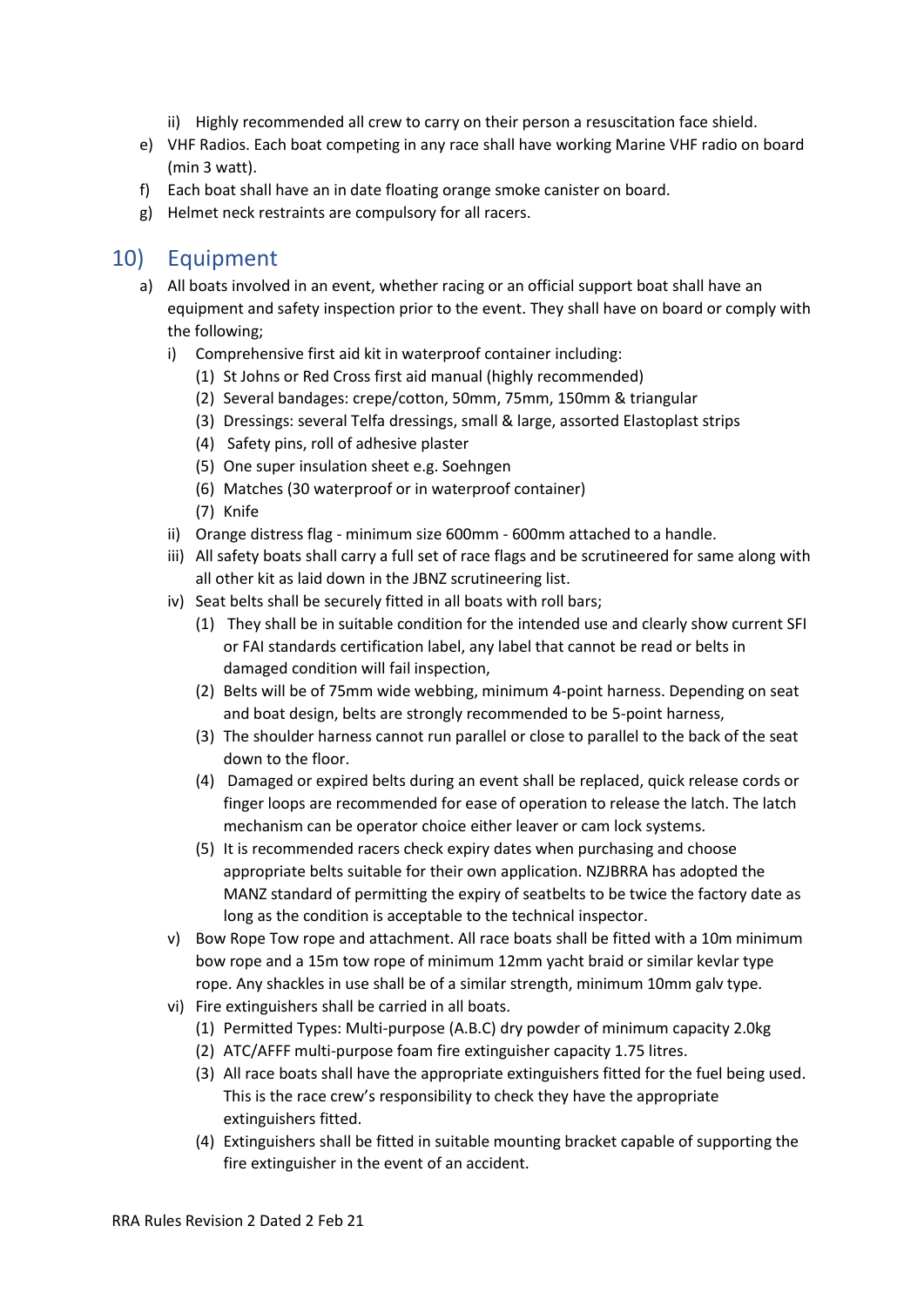ii) Highly recommended all crew to carry on their person a resuscitation face shield.

e) VHF Radios. Each boat competing in any race shall have working Marine VHF radio on board (min 3 watt).

f) Each boat shall have an in date floating orange smoke canister on board.

g) Helmet neck restraints are compulsory for all racers.

## 10) Equipment

a) All boats involved in an event, whether racing or an official support boat shall have an equipment and safety inspection prior to the event. They shall have on board or comply with the following;

   i) Comprehensive first aid kit in waterproof container including:
      (1) St Johns or Red Cross first aid manual (highly recommended)
      (2) Several bandages: crepe/cotton, 50mm, 75mm, 150mm & triangular
      (3) Dressings: several Telfa dressings, small & large, assorted Elastoplast strips
      (4) Safety pins, roll of adhesive plaster
      (5) One super insulation sheet e.g. Soehngen
      (6) Matches (30 waterproof or in waterproof container)
      (7) Knife

   ii) Orange distress flag - minimum size 600mm - 600mm attached to a handle.

   iii) All safety boats shall carry a full set of race flags and be scrutineered for same along with all other kit as laid down in the JBNZ scrutineering list.

   iv) Seat belts shall be securely fitted in all boats with roll bars;
      (1) They shall be in suitable condition for the intended use and clearly show current SFI or FAI standards certification label, any label that cannot be read or belts in damaged condition will fail inspection,
      (2) Belts will be of 75mm wide webbing, minimum 4-point harness. Depending on seat and boat design, belts are strongly recommended to be 5-point harness,
      (3) The shoulder harness cannot run parallel or close to parallel to the back of the seat down to the floor.
      (4) Damaged or expired belts during an event shall be replaced, quick release cords or finger loops are recommended for ease of operation to release the latch. The latch mechanism can be operator choice either leaver or cam lock systems.
      (5) It is recommended racers check expiry dates when purchasing and choose appropriate belts suitable for their own application. NZJBRRA has adopted the MANZ standard of permitting the expiry of seatbelts to be twice the factory date as long as the condition is acceptable to the technical inspector.

   v) Bow Rope Tow rope and attachment. All race boats shall be fitted with a 10m minimum bow rope and a 15m tow rope of minimum 12mm yacht braid or similar kevlar type rope. Any shackles in use shall be of a similar strength, minimum 10mm galv type.

   vi) Fire extinguishers shall be carried in all boats.
      (1) Permitted Types: Multi-purpose (A.B.C) dry powder of minimum capacity 2.0kg
      (2) ATC/AFFF multi-purpose foam fire extinguisher capacity 1.75 litres.
      (3) All race boats shall have the appropriate extinguishers fitted for the fuel being used. This is the race crew's responsibility to check they have the appropriate extinguishers fitted.
      (4) Extinguishers shall be fitted in suitable mounting bracket capable of supporting the fire extinguisher in the event of an accident.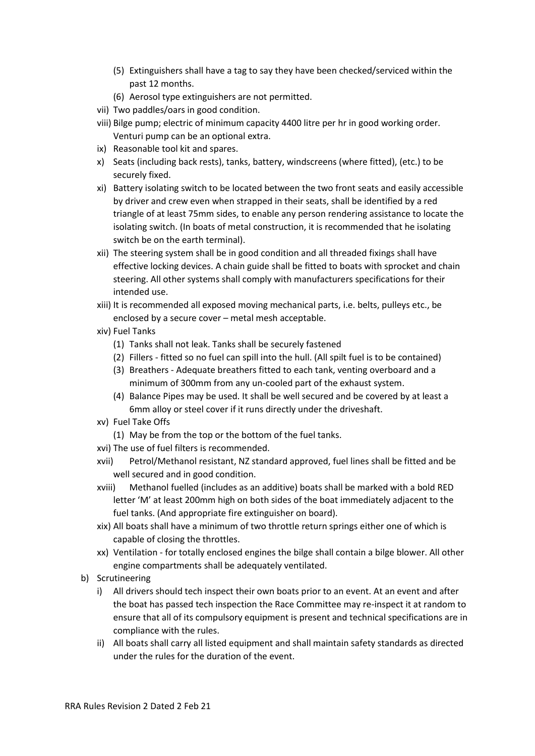(5) Extinguishers shall have a tag to say they have been checked/serviced within the past 12 months.
    (6) Aerosol type extinguishers are not permitted.

  vii) Two paddles/oars in good condition.

  viii) Bilge pump; electric of minimum capacity 4400 litre per hr in good working order. Venturi pump can be an optional extra.

  ix) Reasonable tool kit and spares.

  x) Seats (including back rests), tanks, battery, windscreens (where fitted), (etc.) to be securely fixed.

  xi) Battery isolating switch to be located between the two front seats and easily accessible by driver and crew even when strapped in their seats, shall be identified by a red triangle of at least 75mm sides, to enable any person rendering assistance to locate the isolating switch. (In boats of metal construction, it is recommended that he isolating switch be on the earth terminal).

  xii) The steering system shall be in good condition and all threaded fixings shall have effective locking devices. A chain guide shall be fitted to boats with sprocket and chain steering. All other systems shall comply with manufacturers specifications for their intended use.

  xiii) It is recommended all exposed moving mechanical parts, i.e. belts, pulleys etc., be enclosed by a secure cover – metal mesh acceptable.

  xiv) Fuel Tanks
    (1) Tanks shall not leak. Tanks shall be securely fastened
    (2) Fillers - fitted so no fuel can spill into the hull. (All spilt fuel is to be contained)
    (3) Breathers - Adequate breathers fitted to each tank, venting overboard and a minimum of 300mm from any un-cooled part of the exhaust system.
    (4) Balance Pipes may be used. It shall be well secured and be covered by at least a 6mm alloy or steel cover if it runs directly under the driveshaft.

  xv) Fuel Take Offs
    (1) May be from the top or the bottom of the fuel tanks.

  xvi) The use of fuel filters is recommended.

  xvii) Petrol/Methanol resistant, NZ standard approved, fuel lines shall be fitted and be well secured and in good condition.

  xviii) Methanol fuelled (includes as an additive) boats shall be marked with a bold RED letter 'M' at least 200mm high on both sides of the boat immediately adjacent to the fuel tanks. (And appropriate fire extinguisher on board).

  xix) All boats shall have a minimum of two throttle return springs either one of which is capable of closing the throttles.

  xx) Ventilation - for totally enclosed engines the bilge shall contain a bilge blower. All other engine compartments shall be adequately ventilated.

b) Scrutineering

  i) All drivers should tech inspect their own boats prior to an event. At an event and after the boat has passed tech inspection the Race Committee may re-inspect it at random to ensure that all of its compulsory equipment is present and technical specifications are in compliance with the rules.

  ii) All boats shall carry all listed equipment and shall maintain safety standards as directed under the rules for the duration of the event.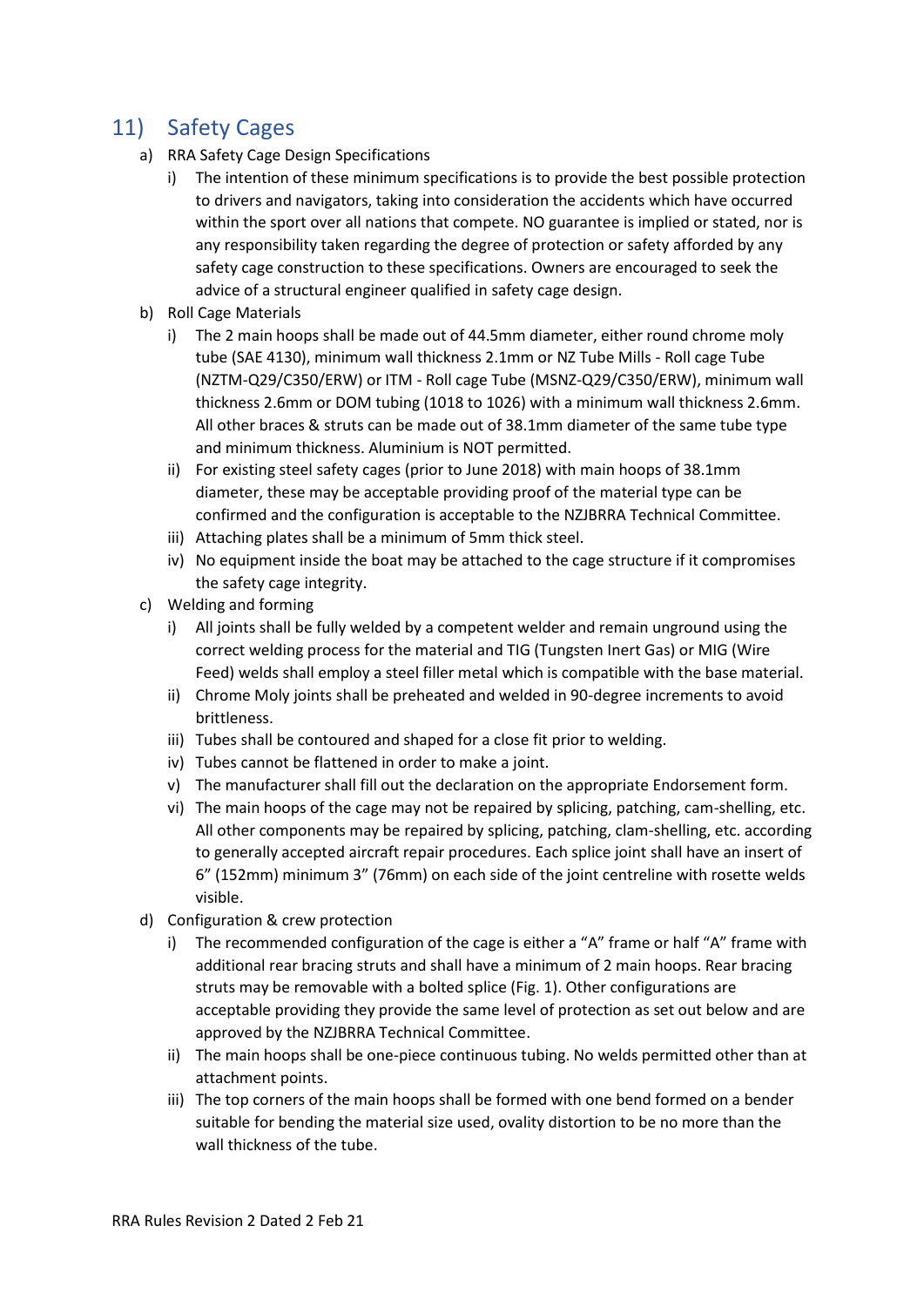## 11) Safety Cages

a) RRA Safety Cage Design Specifications

   i) The intention of these minimum specifications is to provide the best possible protection to drivers and navigators, taking into consideration the accidents which have occurred within the sport over all nations that compete. NO guarantee is implied or stated, nor is any responsibility taken regarding the degree of protection or safety afforded by any safety cage construction to these specifications. Owners are encouraged to seek the advice of a structural engineer qualified in safety cage design.

b) Roll Cage Materials

   i) The 2 main hoops shall be made out of 44.5mm diameter, either round chrome moly tube (SAE 4130), minimum wall thickness 2.1mm or NZ Tube Mills - Roll cage Tube (NZTM-Q29/C350/ERW) or ITM - Roll cage Tube (MSNZ-Q29/C350/ERW), minimum wall thickness 2.6mm or DOM tubing (1018 to 1026) with a minimum wall thickness 2.6mm. All other braces & struts can be made out of 38.1mm diameter of the same tube type and minimum thickness. Aluminium is NOT permitted.

   ii) For existing steel safety cages (prior to June 2018) with main hoops of 38.1mm diameter, these may be acceptable providing proof of the material type can be confirmed and the configuration is acceptable to the NZJBRRA Technical Committee.

   iii) Attaching plates shall be a minimum of 5mm thick steel.

   iv) No equipment inside the boat may be attached to the cage structure if it compromises the safety cage integrity.

c) Welding and forming

   i) All joints shall be fully welded by a competent welder and remain unground using the correct welding process for the material and TIG (Tungsten Inert Gas) or MIG (Wire Feed) welds shall employ a steel filler metal which is compatible with the base material.

   ii) Chrome Moly joints shall be preheated and welded in 90-degree increments to avoid brittleness.

   iii) Tubes shall be contoured and shaped for a close fit prior to welding.

   iv) Tubes cannot be flattened in order to make a joint.

   v) The manufacturer shall fill out the declaration on the appropriate Endorsement form.

   vi) The main hoops of the cage may not be repaired by splicing, patching, cam-shelling, etc. All other components may be repaired by splicing, patching, clam-shelling, etc. according to generally accepted aircraft repair procedures. Each splice joint shall have an insert of 6" (152mm) minimum 3" (76mm) on each side of the joint centreline with rosette welds visible.

d) Configuration & crew protection

   i) The recommended configuration of the cage is either a "A" frame or half "A" frame with additional rear bracing struts and shall have a minimum of 2 main hoops. Rear bracing struts may be removable with a bolted splice (Fig. 1). Other configurations are acceptable providing they provide the same level of protection as set out below and are approved by the NZJBRRA Technical Committee.

   ii) The main hoops shall be one-piece continuous tubing. No welds permitted other than at attachment points.

   iii) The top corners of the main hoops shall be formed with one bend formed on a bender suitable for bending the material size used, ovality distortion to be no more than the wall thickness of the tube.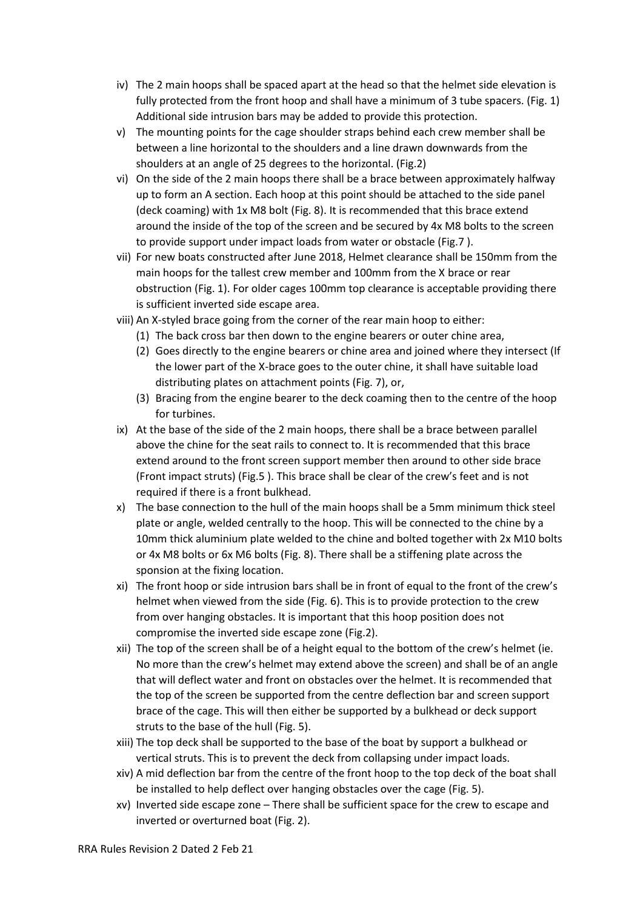iv) The 2 main hoops shall be spaced apart at the head so that the helmet side elevation is fully protected from the front hoop and shall have a minimum of 3 tube spacers. (Fig. 1) Additional side intrusion bars may be added to provide this protection.

v) The mounting points for the cage shoulder straps behind each crew member shall be between a line horizontal to the shoulders and a line drawn downwards from the shoulders at an angle of 25 degrees to the horizontal. (Fig.2)

vi) On the side of the 2 main hoops there shall be a brace between approximately halfway up to form an A section. Each hoop at this point should be attached to the side panel (deck coaming) with 1x M8 bolt (Fig. 8). It is recommended that this brace extend around the inside of the top of the screen and be secured by 4x M8 bolts to the screen to provide support under impact loads from water or obstacle (Fig.7 ).

vii) For new boats constructed after June 2018, Helmet clearance shall be 150mm from the main hoops for the tallest crew member and 100mm from the X brace or rear obstruction (Fig. 1). For older cages 100mm top clearance is acceptable providing there is sufficient inverted side escape area.

viii) An X-styled brace going from the corner of the rear main hoop to either:

   (1) The back cross bar then down to the engine bearers or outer chine area,

   (2) Goes directly to the engine bearers or chine area and joined where they intersect (If the lower part of the X-brace goes to the outer chine, it shall have suitable load distributing plates on attachment points (Fig. 7), or,

   (3) Bracing from the engine bearer to the deck coaming then to the centre of the hoop for turbines.

ix) At the base of the side of the 2 main hoops, there shall be a brace between parallel above the chine for the seat rails to connect to. It is recommended that this brace extend around to the front screen support member then around to other side brace (Front impact struts) (Fig.5 ). This brace shall be clear of the crew's feet and is not required if there is a front bulkhead.

x) The base connection to the hull of the main hoops shall be a 5mm minimum thick steel plate or angle, welded centrally to the hoop. This will be connected to the chine by a 10mm thick aluminium plate welded to the chine and bolted together with 2x M10 bolts or 4x M8 bolts or 6x M6 bolts (Fig. 8). There shall be a stiffening plate across the sponsion at the fixing location.

xi) The front hoop or side intrusion bars shall be in front of equal to the front of the crew's helmet when viewed from the side (Fig. 6). This is to provide protection to the crew from over hanging obstacles. It is important that this hoop position does not compromise the inverted side escape zone (Fig.2).

xii) The top of the screen shall be of a height equal to the bottom of the crew's helmet (ie. No more than the crew's helmet may extend above the screen) and shall be of an angle that will deflect water and front on obstacles over the helmet. It is recommended that the top of the screen be supported from the centre deflection bar and screen support brace of the cage. This will then either be supported by a bulkhead or deck support struts to the base of the hull (Fig. 5).

xiii) The top deck shall be supported to the base of the boat by support a bulkhead or vertical struts. This is to prevent the deck from collapsing under impact loads.

xiv) A mid deflection bar from the centre of the front hoop to the top deck of the boat shall be installed to help deflect over hanging obstacles over the cage (Fig. 5).

xv) Inverted side escape zone – There shall be sufficient space for the crew to escape and inverted or overturned boat (Fig. 2).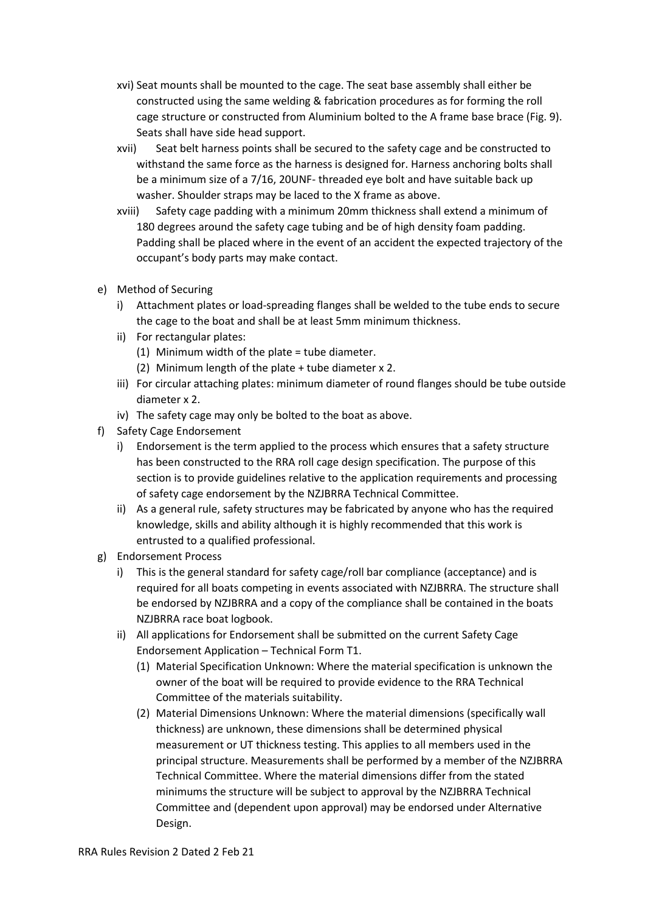xvi) Seat mounts shall be mounted to the cage. The seat base assembly shall either be constructed using the same welding & fabrication procedures as for forming the roll cage structure or constructed from Aluminium bolted to the A frame base brace (Fig. 9). Seats shall have side head support.

xvii) Seat belt harness points shall be secured to the safety cage and be constructed to withstand the same force as the harness is designed for. Harness anchoring bolts shall be a minimum size of a 7/16, 20UNF- threaded eye bolt and have suitable back up washer. Shoulder straps may be laced to the X frame as above.

xviii) Safety cage padding with a minimum 20mm thickness shall extend a minimum of 180 degrees around the safety cage tubing and be of high density foam padding. Padding shall be placed where in the event of an accident the expected trajectory of the occupant's body parts may make contact.

e) Method of Securing
   - i) Attachment plates or load-spreading flanges shall be welded to the tube ends to secure the cage to the boat and shall be at least 5mm minimum thickness.
   - ii) For rectangular plates:
     - (1) Minimum width of the plate = tube diameter.
     - (2) Minimum length of the plate + tube diameter x 2.
   - iii) For circular attaching plates: minimum diameter of round flanges should be tube outside diameter x 2.
   - iv) The safety cage may only be bolted to the boat as above.

f) Safety Cage Endorsement
   - i) Endorsement is the term applied to the process which ensures that a safety structure has been constructed to the RRA roll cage design specification. The purpose of this section is to provide guidelines relative to the application requirements and processing of safety cage endorsement by the NZJBRRA Technical Committee.
   - ii) As a general rule, safety structures may be fabricated by anyone who has the required knowledge, skills and ability although it is highly recommended that this work is entrusted to a qualified professional.

g) Endorsement Process
   - i) This is the general standard for safety cage/roll bar compliance (acceptance) and is required for all boats competing in events associated with NZJBRRA. The structure shall be endorsed by NZJBRRA and a copy of the compliance shall be contained in the boats NZJBRRA race boat logbook.
   - ii) All applications for Endorsement shall be submitted on the current Safety Cage Endorsement Application – Technical Form T1.
     - (1) Material Specification Unknown: Where the material specification is unknown the owner of the boat will be required to provide evidence to the RRA Technical Committee of the materials suitability.
     - (2) Material Dimensions Unknown: Where the material dimensions (specifically wall thickness) are unknown, these dimensions shall be determined physical measurement or UT thickness testing. This applies to all members used in the principal structure. Measurements shall be performed by a member of the NZJBRRA Technical Committee. Where the material dimensions differ from the stated minimums the structure will be subject to approval by the NZJBRRA Technical Committee and (dependent upon approval) may be endorsed under Alternative Design.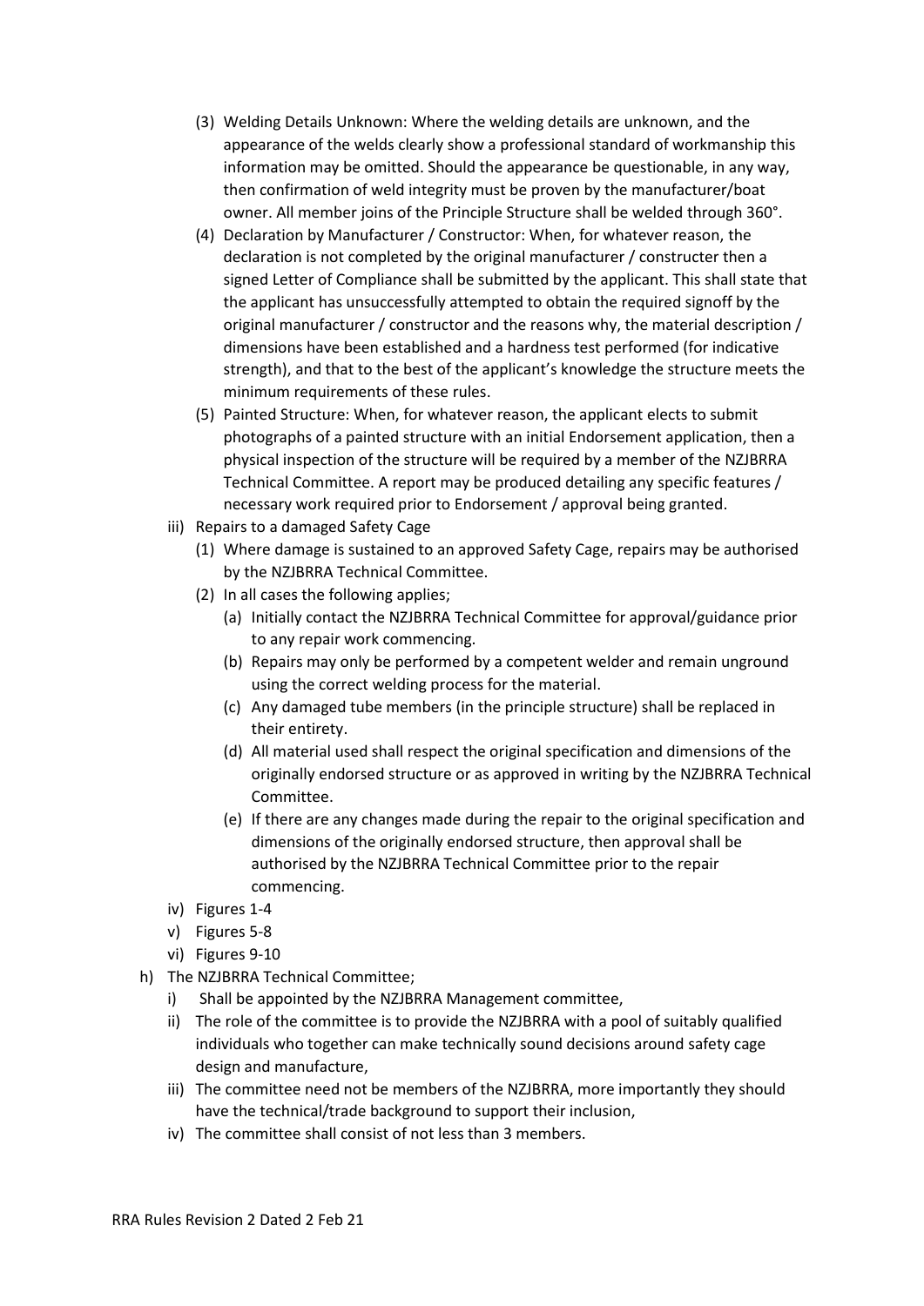(3) Welding Details Unknown: Where the welding details are unknown, and the appearance of the welds clearly show a professional standard of workmanship this information may be omitted. Should the appearance be questionable, in any way, then confirmation of weld integrity must be proven by the manufacturer/boat owner. All member joins of the Principle Structure shall be welded through 360°.

(4) Declaration by Manufacturer / Constructor: When, for whatever reason, the declaration is not completed by the original manufacturer / constructer then a signed Letter of Compliance shall be submitted by the applicant. This shall state that the applicant has unsuccessfully attempted to obtain the required signoff by the original manufacturer / constructor and the reasons why, the material description / dimensions have been established and a hardness test performed (for indicative strength), and that to the best of the applicant's knowledge the structure meets the minimum requirements of these rules.

(5) Painted Structure: When, for whatever reason, the applicant elects to submit photographs of a painted structure with an initial Endorsement application, then a physical inspection of the structure will be required by a member of the NZJBRRA Technical Committee. A report may be produced detailing any specific features / necessary work required prior to Endorsement / approval being granted.

iii) Repairs to a damaged Safety Cage

(1) Where damage is sustained to an approved Safety Cage, repairs may be authorised by the NZJBRRA Technical Committee.

(2) In all cases the following applies;

(a) Initially contact the NZJBRRA Technical Committee for approval/guidance prior to any repair work commencing.

(b) Repairs may only be performed by a competent welder and remain unground using the correct welding process for the material.

(c) Any damaged tube members (in the principle structure) shall be replaced in their entirety.

(d) All material used shall respect the original specification and dimensions of the originally endorsed structure or as approved in writing by the NZJBRRA Technical Committee.

(e) If there are any changes made during the repair to the original specification and dimensions of the originally endorsed structure, then approval shall be authorised by the NZJBRRA Technical Committee prior to the repair commencing.

iv) Figures 1-4

v) Figures 5-8

vi) Figures 9-10

h) The NZJBRRA Technical Committee;

i) Shall be appointed by the NZJBRRA Management committee,

ii) The role of the committee is to provide the NZJBRRA with a pool of suitably qualified individuals who together can make technically sound decisions around safety cage design and manufacture,

iii) The committee need not be members of the NZJBRRA, more importantly they should have the technical/trade background to support their inclusion,

iv) The committee shall consist of not less than 3 members.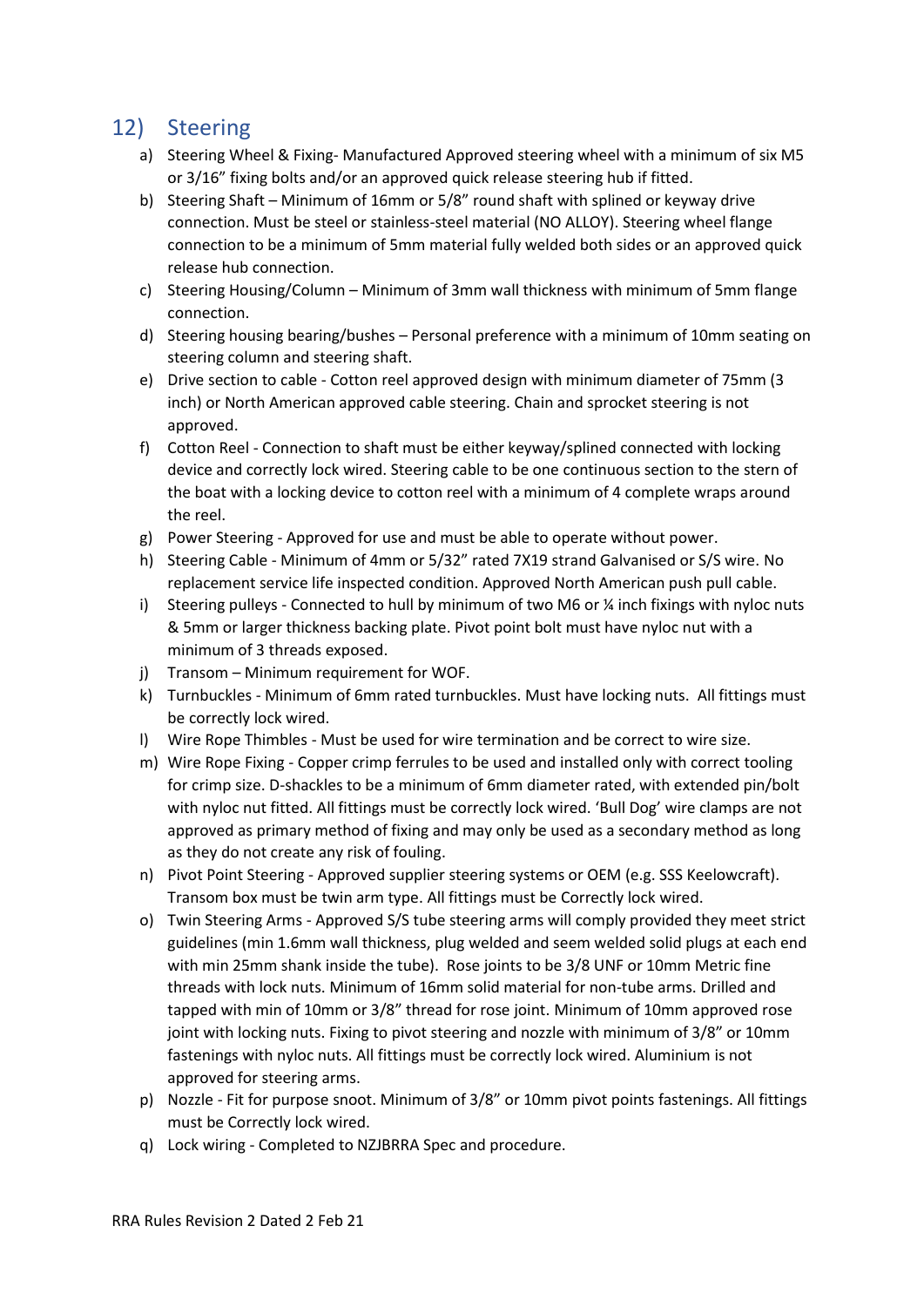## 12) Steering

a) Steering Wheel & Fixing- Manufactured Approved steering wheel with a minimum of six M5 or 3/16" fixing bolts and/or an approved quick release steering hub if fitted.
b) Steering Shaft – Minimum of 16mm or 5/8" round shaft with splined or keyway drive connection. Must be steel or stainless-steel material (NO ALLOY). Steering wheel flange connection to be a minimum of 5mm material fully welded both sides or an approved quick release hub connection.
c) Steering Housing/Column – Minimum of 3mm wall thickness with minimum of 5mm flange connection.
d) Steering housing bearing/bushes – Personal preference with a minimum of 10mm seating on steering column and steering shaft.
e) Drive section to cable - Cotton reel approved design with minimum diameter of 75mm (3 inch) or North American approved cable steering. Chain and sprocket steering is not approved.
f) Cotton Reel - Connection to shaft must be either keyway/splined connected with locking device and correctly lock wired. Steering cable to be one continuous section to the stern of the boat with a locking device to cotton reel with a minimum of 4 complete wraps around the reel.
g) Power Steering - Approved for use and must be able to operate without power.
h) Steering Cable - Minimum of 4mm or 5/32" rated 7X19 strand Galvanised or S/S wire. No replacement service life inspected condition. Approved North American push pull cable.
i) Steering pulleys - Connected to hull by minimum of two M6 or ¼ inch fixings with nyloc nuts & 5mm or larger thickness backing plate. Pivot point bolt must have nyloc nut with a minimum of 3 threads exposed.
j) Transom – Minimum requirement for WOF.
k) Turnbuckles - Minimum of 6mm rated turnbuckles. Must have locking nuts. All fittings must be correctly lock wired.
l) Wire Rope Thimbles - Must be used for wire termination and be correct to wire size.
m) Wire Rope Fixing - Copper crimp ferrules to be used and installed only with correct tooling for crimp size. D-shackles to be a minimum of 6mm diameter rated, with extended pin/bolt with nyloc nut fitted. All fittings must be correctly lock wired. 'Bull Dog' wire clamps are not approved as primary method of fixing and may only be used as a secondary method as long as they do not create any risk of fouling.
n) Pivot Point Steering - Approved supplier steering systems or OEM (e.g. SSS Keelowcraft). Transom box must be twin arm type. All fittings must be Correctly lock wired.
o) Twin Steering Arms - Approved S/S tube steering arms will comply provided they meet strict guidelines (min 1.6mm wall thickness, plug welded and seem welded solid plugs at each end with min 25mm shank inside the tube). Rose joints to be 3/8 UNF or 10mm Metric fine threads with lock nuts. Minimum of 16mm solid material for non-tube arms. Drilled and tapped with min of 10mm or 3/8" thread for rose joint. Minimum of 10mm approved rose joint with locking nuts. Fixing to pivot steering and nozzle with minimum of 3/8" or 10mm fastenings with nyloc nuts. All fittings must be correctly lock wired. Aluminium is not approved for steering arms.
p) Nozzle - Fit for purpose snoot. Minimum of 3/8" or 10mm pivot points fastenings. All fittings must be Correctly lock wired.
q) Lock wiring - Completed to NZJBRRA Spec and procedure.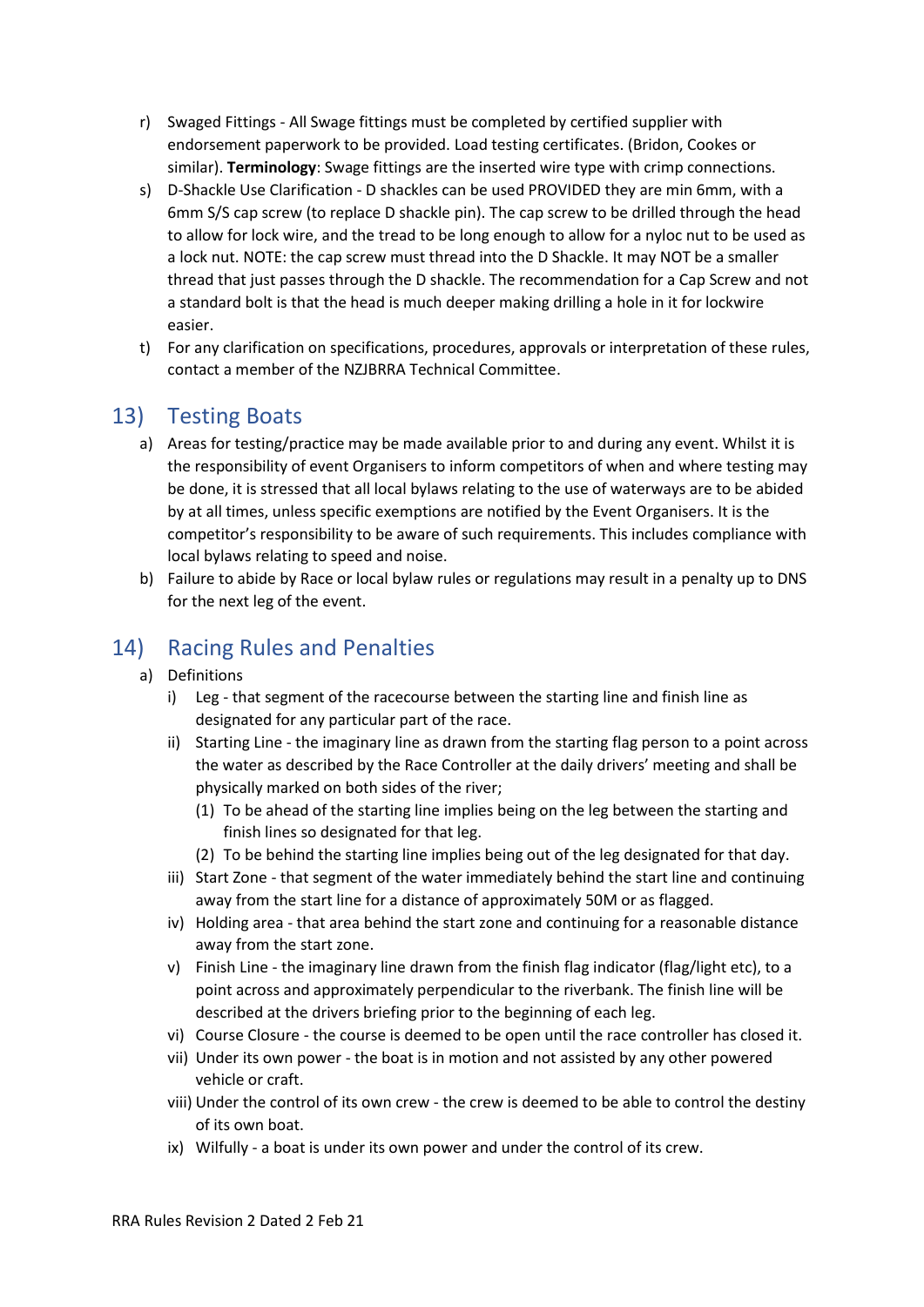r) Swaged Fittings - All Swage fittings must be completed by certified supplier with endorsement paperwork to be provided. Load testing certificates. (Bridon, Cookes or similar). **Terminology**: Swage fittings are the inserted wire type with crimp connections.

s) D-Shackle Use Clarification - D shackles can be used PROVIDED they are min 6mm, with a 6mm S/S cap screw (to replace D shackle pin). The cap screw to be drilled through the head to allow for lock wire, and the tread to be long enough to allow for a nyloc nut to be used as a lock nut. NOTE: the cap screw must thread into the D Shackle. It may NOT be a smaller thread that just passes through the D shackle. The recommendation for a Cap Screw and not a standard bolt is that the head is much deeper making drilling a hole in it for lockwire easier.

t) For any clarification on specifications, procedures, approvals or interpretation of these rules, contact a member of the NZJBRRA Technical Committee.

## 13) Testing Boats

a) Areas for testing/practice may be made available prior to and during any event. Whilst it is the responsibility of event Organisers to inform competitors of when and where testing may be done, it is stressed that all local bylaws relating to the use of waterways are to be abided by at all times, unless specific exemptions are notified by the Event Organisers. It is the competitor's responsibility to be aware of such requirements. This includes compliance with local bylaws relating to speed and noise.

b) Failure to abide by Race or local bylaw rules or regulations may result in a penalty up to DNS for the next leg of the event.

## 14) Racing Rules and Penalties

a) Definitions

   i) Leg - that segment of the racecourse between the starting line and finish line as designated for any particular part of the race.

   ii) Starting Line - the imaginary line as drawn from the starting flag person to a point across the water as described by the Race Controller at the daily drivers' meeting and shall be physically marked on both sides of the river;

      (1) To be ahead of the starting line implies being on the leg between the starting and finish lines so designated for that leg.

      (2) To be behind the starting line implies being out of the leg designated for that day.

   iii) Start Zone - that segment of the water immediately behind the start line and continuing away from the start line for a distance of approximately 50M or as flagged.

   iv) Holding area - that area behind the start zone and continuing for a reasonable distance away from the start zone.

   v) Finish Line - the imaginary line drawn from the finish flag indicator (flag/light etc), to a point across and approximately perpendicular to the riverbank. The finish line will be described at the drivers briefing prior to the beginning of each leg.

   vi) Course Closure - the course is deemed to be open until the race controller has closed it.

   vii) Under its own power - the boat is in motion and not assisted by any other powered vehicle or craft.

   viii) Under the control of its own crew - the crew is deemed to be able to control the destiny of its own boat.

   ix) Wilfully - a boat is under its own power and under the control of its crew.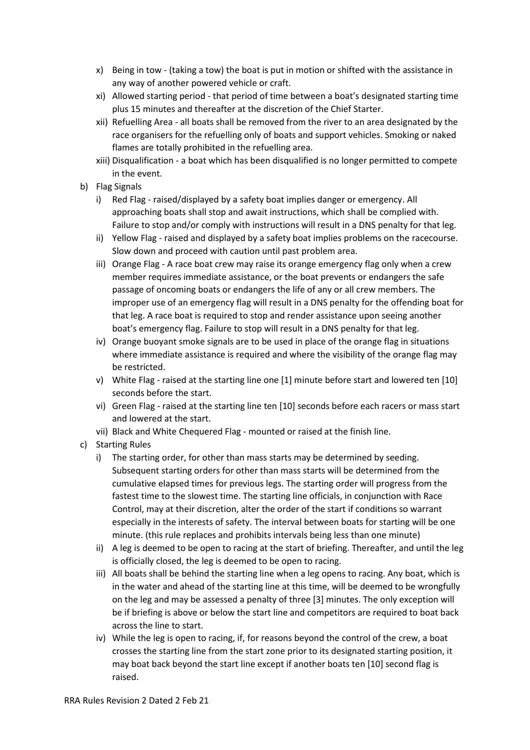x) Being in tow - (taking a tow) the boat is put in motion or shifted with the assistance in any way of another powered vehicle or craft.
xi) Allowed starting period - that period of time between a boat's designated starting time plus 15 minutes and thereafter at the discretion of the Chief Starter.
xii) Refuelling Area - all boats shall be removed from the river to an area designated by the race organisers for the refuelling only of boats and support vehicles. Smoking or naked flames are totally prohibited in the refuelling area.
xiii) Disqualification - a boat which has been disqualified is no longer permitted to compete in the event.

b) Flag Signals
   i) Red Flag - raised/displayed by a safety boat implies danger or emergency. All approaching boats shall stop and await instructions, which shall be complied with. Failure to stop and/or comply with instructions will result in a DNS penalty for that leg.
   ii) Yellow Flag - raised and displayed by a safety boat implies problems on the racecourse. Slow down and proceed with caution until past problem area.
   iii) Orange Flag - A race boat crew may raise its orange emergency flag only when a crew member requires immediate assistance, or the boat prevents or endangers the safe passage of oncoming boats or endangers the life of any or all crew members. The improper use of an emergency flag will result in a DNS penalty for the offending boat for that leg. A race boat is required to stop and render assistance upon seeing another boat's emergency flag. Failure to stop will result in a DNS penalty for that leg.
   iv) Orange buoyant smoke signals are to be used in place of the orange flag in situations where immediate assistance is required and where the visibility of the orange flag may be restricted.
   v) White Flag - raised at the starting line one [1] minute before start and lowered ten [10] seconds before the start.
   vi) Green Flag - raised at the starting line ten [10] seconds before each racers or mass start and lowered at the start.
   vii) Black and White Chequered Flag - mounted or raised at the finish line.

c) Starting Rules
   i) The starting order, for other than mass starts may be determined by seeding. Subsequent starting orders for other than mass starts will be determined from the cumulative elapsed times for previous legs. The starting order will progress from the fastest time to the slowest time. The starting line officials, in conjunction with Race Control, may at their discretion, alter the order of the start if conditions so warrant especially in the interests of safety. The interval between boats for starting will be one minute. (this rule replaces and prohibits intervals being less than one minute)
   ii) A leg is deemed to be open to racing at the start of briefing. Thereafter, and until the leg is officially closed, the leg is deemed to be open to racing.
   iii) All boats shall be behind the starting line when a leg opens to racing. Any boat, which is in the water and ahead of the starting line at this time, will be deemed to be wrongfully on the leg and may be assessed a penalty of three [3] minutes. The only exception will be if briefing is above or below the start line and competitors are required to boat back across the line to start.
   iv) While the leg is open to racing, if, for reasons beyond the control of the crew, a boat crosses the starting line from the start zone prior to its designated starting position, it may boat back beyond the start line except if another boats ten [10] second flag is raised.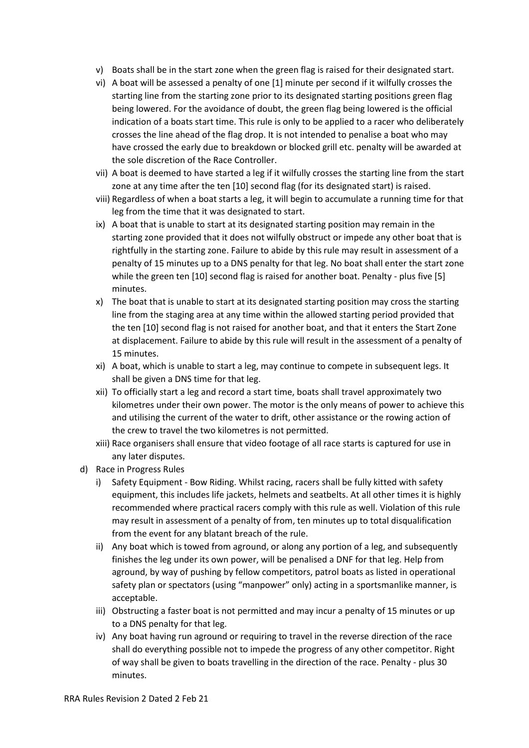- v) Boats shall be in the start zone when the green flag is raised for their designated start.
- vi) A boat will be assessed a penalty of one [1] minute per second if it wilfully crosses the starting line from the starting zone prior to its designated starting positions green flag being lowered. For the avoidance of doubt, the green flag being lowered is the official indication of a boats start time. This rule is only to be applied to a racer who deliberately crosses the line ahead of the flag drop. It is not intended to penalise a boat who may have crossed the early due to breakdown or blocked grill etc. penalty will be awarded at the sole discretion of the Race Controller.
- vii) A boat is deemed to have started a leg if it wilfully crosses the starting line from the start zone at any time after the ten [10] second flag (for its designated start) is raised.
- viii) Regardless of when a boat starts a leg, it will begin to accumulate a running time for that leg from the time that it was designated to start.
- ix) A boat that is unable to start at its designated starting position may remain in the starting zone provided that it does not wilfully obstruct or impede any other boat that is rightfully in the starting zone. Failure to abide by this rule may result in assessment of a penalty of 15 minutes up to a DNS penalty for that leg. No boat shall enter the start zone while the green ten [10] second flag is raised for another boat. Penalty - plus five [5] minutes.
- x) The boat that is unable to start at its designated starting position may cross the starting line from the staging area at any time within the allowed starting period provided that the ten [10] second flag is not raised for another boat, and that it enters the Start Zone at displacement. Failure to abide by this rule will result in the assessment of a penalty of 15 minutes.
- xi) A boat, which is unable to start a leg, may continue to compete in subsequent legs. It shall be given a DNS time for that leg.
- xii) To officially start a leg and record a start time, boats shall travel approximately two kilometres under their own power. The motor is the only means of power to achieve this and utilising the current of the water to drift, other assistance or the rowing action of the crew to travel the two kilometres is not permitted.
- xiii) Race organisers shall ensure that video footage of all race starts is captured for use in any later disputes.

d) Race in Progress Rules

- i) Safety Equipment - Bow Riding. Whilst racing, racers shall be fully kitted with safety equipment, this includes life jackets, helmets and seatbelts. At all other times it is highly recommended where practical racers comply with this rule as well. Violation of this rule may result in assessment of a penalty of from, ten minutes up to total disqualification from the event for any blatant breach of the rule.
- ii) Any boat which is towed from aground, or along any portion of a leg, and subsequently finishes the leg under its own power, will be penalised a DNF for that leg. Help from aground, by way of pushing by fellow competitors, patrol boats as listed in operational safety plan or spectators (using "manpower" only) acting in a sportsmanlike manner, is acceptable.
- iii) Obstructing a faster boat is not permitted and may incur a penalty of 15 minutes or up to a DNS penalty for that leg.
- iv) Any boat having run aground or requiring to travel in the reverse direction of the race shall do everything possible not to impede the progress of any other competitor. Right of way shall be given to boats travelling in the direction of the race. Penalty - plus 30 minutes.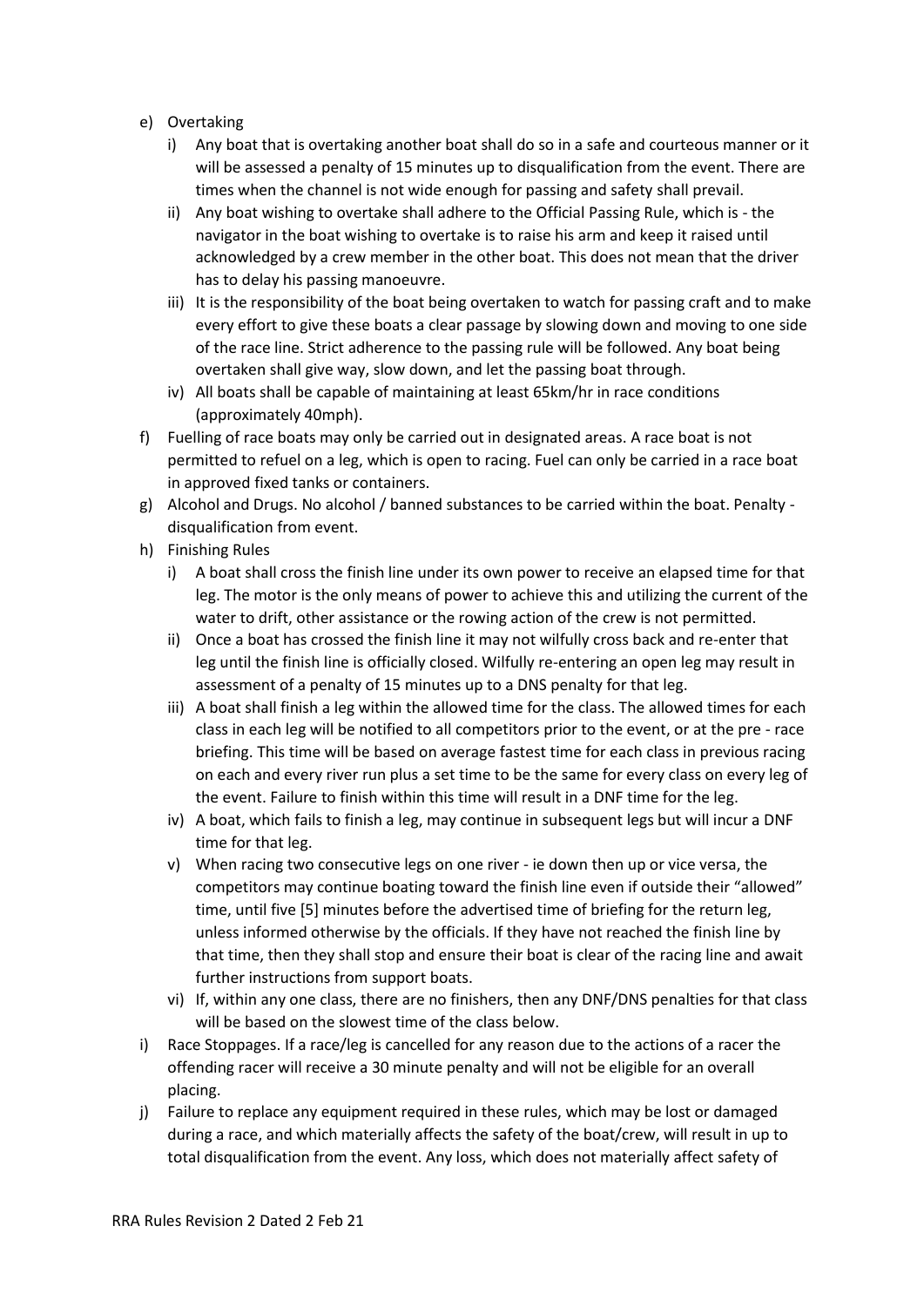e) Overtaking
   i) Any boat that is overtaking another boat shall do so in a safe and courteous manner or it will be assessed a penalty of 15 minutes up to disqualification from the event. There are times when the channel is not wide enough for passing and safety shall prevail.
   ii) Any boat wishing to overtake shall adhere to the Official Passing Rule, which is - the navigator in the boat wishing to overtake is to raise his arm and keep it raised until acknowledged by a crew member in the other boat. This does not mean that the driver has to delay his passing manoeuvre.
   iii) It is the responsibility of the boat being overtaken to watch for passing craft and to make every effort to give these boats a clear passage by slowing down and moving to one side of the race line. Strict adherence to the passing rule will be followed. Any boat being overtaken shall give way, slow down, and let the passing boat through.
   iv) All boats shall be capable of maintaining at least 65km/hr in race conditions (approximately 40mph).

f) Fuelling of race boats may only be carried out in designated areas. A race boat is not permitted to refuel on a leg, which is open to racing. Fuel can only be carried in a race boat in approved fixed tanks or containers.

g) Alcohol and Drugs. No alcohol / banned substances to be carried within the boat. Penalty - disqualification from event.

h) Finishing Rules
   i) A boat shall cross the finish line under its own power to receive an elapsed time for that leg. The motor is the only means of power to achieve this and utilizing the current of the water to drift, other assistance or the rowing action of the crew is not permitted.
   ii) Once a boat has crossed the finish line it may not wilfully cross back and re-enter that leg until the finish line is officially closed. Wilfully re-entering an open leg may result in assessment of a penalty of 15 minutes up to a DNS penalty for that leg.
   iii) A boat shall finish a leg within the allowed time for the class. The allowed times for each class in each leg will be notified to all competitors prior to the event, or at the pre - race briefing. This time will be based on average fastest time for each class in previous racing on each and every river run plus a set time to be the same for every class on every leg of the event. Failure to finish within this time will result in a DNF time for the leg.
   iv) A boat, which fails to finish a leg, may continue in subsequent legs but will incur a DNF time for that leg.
   v) When racing two consecutive legs on one river - ie down then up or vice versa, the competitors may continue boating toward the finish line even if outside their "allowed" time, until five [5] minutes before the advertised time of briefing for the return leg, unless informed otherwise by the officials. If they have not reached the finish line by that time, then they shall stop and ensure their boat is clear of the racing line and await further instructions from support boats.
   vi) If, within any one class, there are no finishers, then any DNF/DNS penalties for that class will be based on the slowest time of the class below.

i) Race Stoppages. If a race/leg is cancelled for any reason due to the actions of a racer the offending racer will receive a 30 minute penalty and will not be eligible for an overall placing.

j) Failure to replace any equipment required in these rules, which may be lost or damaged during a race, and which materially affects the safety of the boat/crew, will result in up to total disqualification from the event. Any loss, which does not materially affect safety of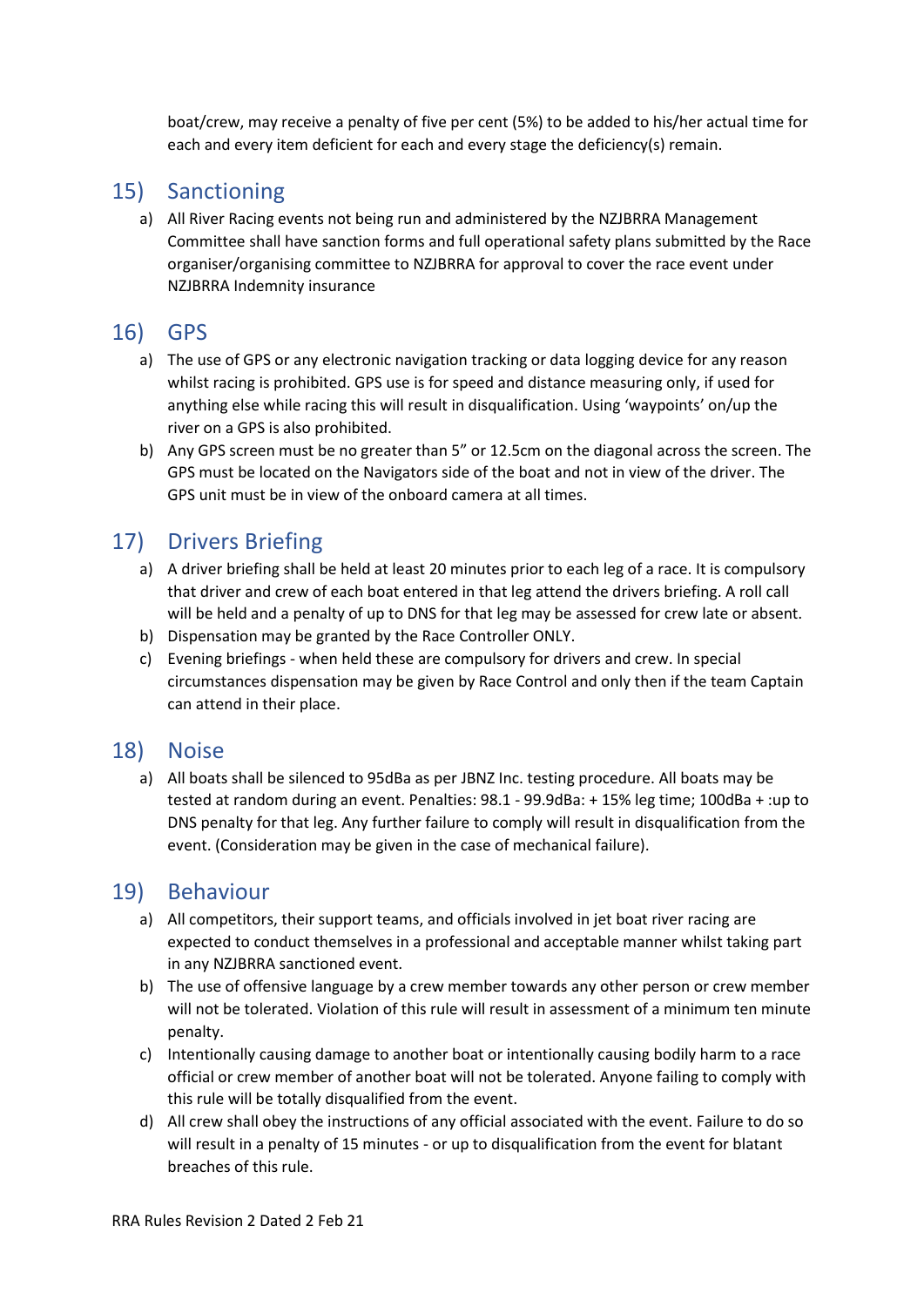boat/crew, may receive a penalty of five per cent (5%) to be added to his/her actual time for each and every item deficient for each and every stage the deficiency(s) remain.

## 15) Sanctioning

a) All River Racing events not being run and administered by the NZJBRRA Management Committee shall have sanction forms and full operational safety plans submitted by the Race organiser/organising committee to NZJBRRA for approval to cover the race event under NZJBRRA Indemnity insurance

## 16) GPS

a) The use of GPS or any electronic navigation tracking or data logging device for any reason whilst racing is prohibited. GPS use is for speed and distance measuring only, if used for anything else while racing this will result in disqualification. Using 'waypoints' on/up the river on a GPS is also prohibited.

b) Any GPS screen must be no greater than 5" or 12.5cm on the diagonal across the screen. The GPS must be located on the Navigators side of the boat and not in view of the driver. The GPS unit must be in view of the onboard camera at all times.

## 17) Drivers Briefing

a) A driver briefing shall be held at least 20 minutes prior to each leg of a race. It is compulsory that driver and crew of each boat entered in that leg attend the drivers briefing. A roll call will be held and a penalty of up to DNS for that leg may be assessed for crew late or absent.

b) Dispensation may be granted by the Race Controller ONLY.

c) Evening briefings - when held these are compulsory for drivers and crew. In special circumstances dispensation may be given by Race Control and only then if the team Captain can attend in their place.

## 18) Noise

a) All boats shall be silenced to 95dBa as per JBNZ Inc. testing procedure. All boats may be tested at random during an event. Penalties: 98.1 - 99.9dBa: + 15% leg time; 100dBa + :up to DNS penalty for that leg. Any further failure to comply will result in disqualification from the event. (Consideration may be given in the case of mechanical failure).

## 19) Behaviour

a) All competitors, their support teams, and officials involved in jet boat river racing are expected to conduct themselves in a professional and acceptable manner whilst taking part in any NZJBRRA sanctioned event.

b) The use of offensive language by a crew member towards any other person or crew member will not be tolerated. Violation of this rule will result in assessment of a minimum ten minute penalty.

c) Intentionally causing damage to another boat or intentionally causing bodily harm to a race official or crew member of another boat will not be tolerated. Anyone failing to comply with this rule will be totally disqualified from the event.

d) All crew shall obey the instructions of any official associated with the event. Failure to do so will result in a penalty of 15 minutes - or up to disqualification from the event for blatant breaches of this rule.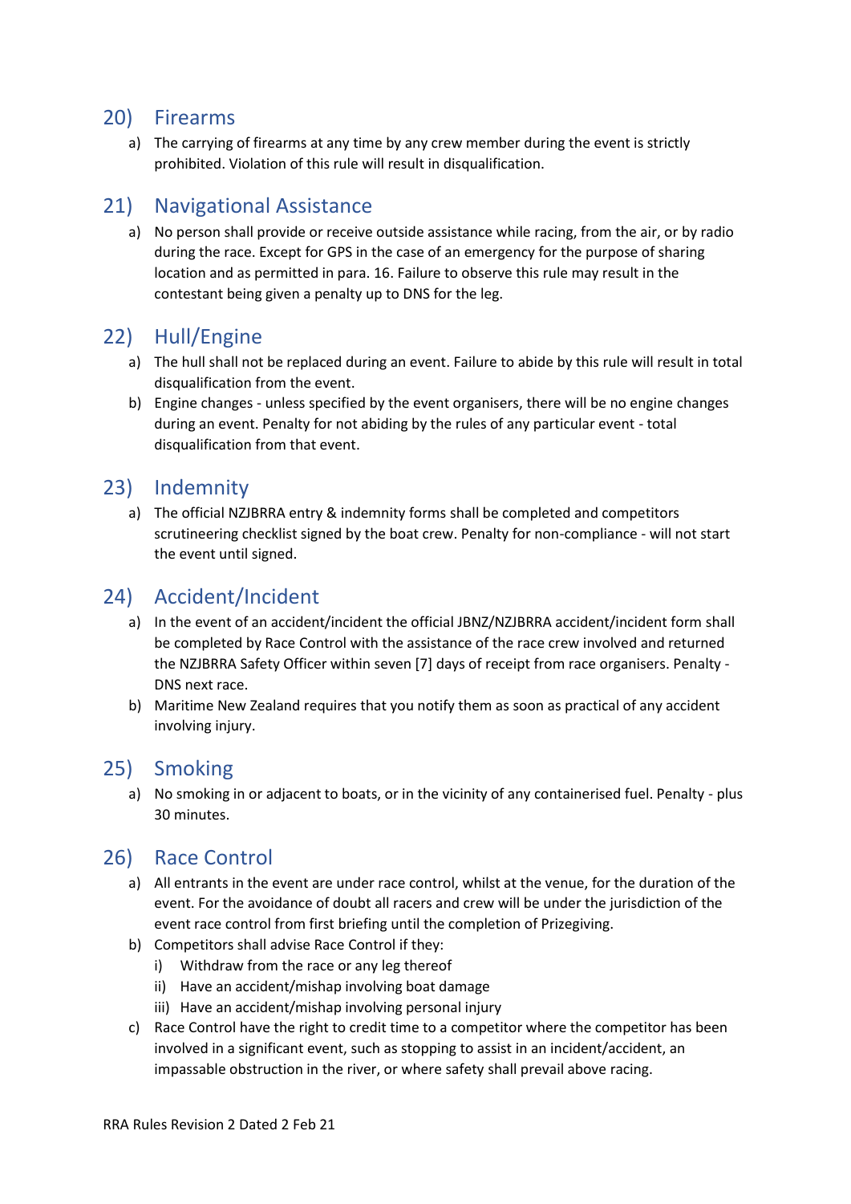## 20) Firearms

a) The carrying of firearms at any time by any crew member during the event is strictly prohibited. Violation of this rule will result in disqualification.

## 21) Navigational Assistance

a) No person shall provide or receive outside assistance while racing, from the air, or by radio during the race. Except for GPS in the case of an emergency for the purpose of sharing location and as permitted in para. 16. Failure to observe this rule may result in the contestant being given a penalty up to DNS for the leg.

## 22) Hull/Engine

a) The hull shall not be replaced during an event. Failure to abide by this rule will result in total disqualification from the event.

b) Engine changes - unless specified by the event organisers, there will be no engine changes during an event. Penalty for not abiding by the rules of any particular event - total disqualification from that event.

## 23) Indemnity

a) The official NZJBRRA entry & indemnity forms shall be completed and competitors scrutineering checklist signed by the boat crew. Penalty for non-compliance - will not start the event until signed.

## 24) Accident/Incident

a) In the event of an accident/incident the official JBNZ/NZJBRRA accident/incident form shall be completed by Race Control with the assistance of the race crew involved and returned the NZJBRRA Safety Officer within seven [7] days of receipt from race organisers. Penalty - DNS next race.

b) Maritime New Zealand requires that you notify them as soon as practical of any accident involving injury.

## 25) Smoking

a) No smoking in or adjacent to boats, or in the vicinity of any containerised fuel. Penalty - plus 30 minutes.

## 26) Race Control

a) All entrants in the event are under race control, whilst at the venue, for the duration of the event. For the avoidance of doubt all racers and crew will be under the jurisdiction of the event race control from first briefing until the completion of Prizegiving.

b) Competitors shall advise Race Control if they:

   i) Withdraw from the race or any leg thereof

   ii) Have an accident/mishap involving boat damage

   iii) Have an accident/mishap involving personal injury

c) Race Control have the right to credit time to a competitor where the competitor has been involved in a significant event, such as stopping to assist in an incident/accident, an impassable obstruction in the river, or where safety shall prevail above racing.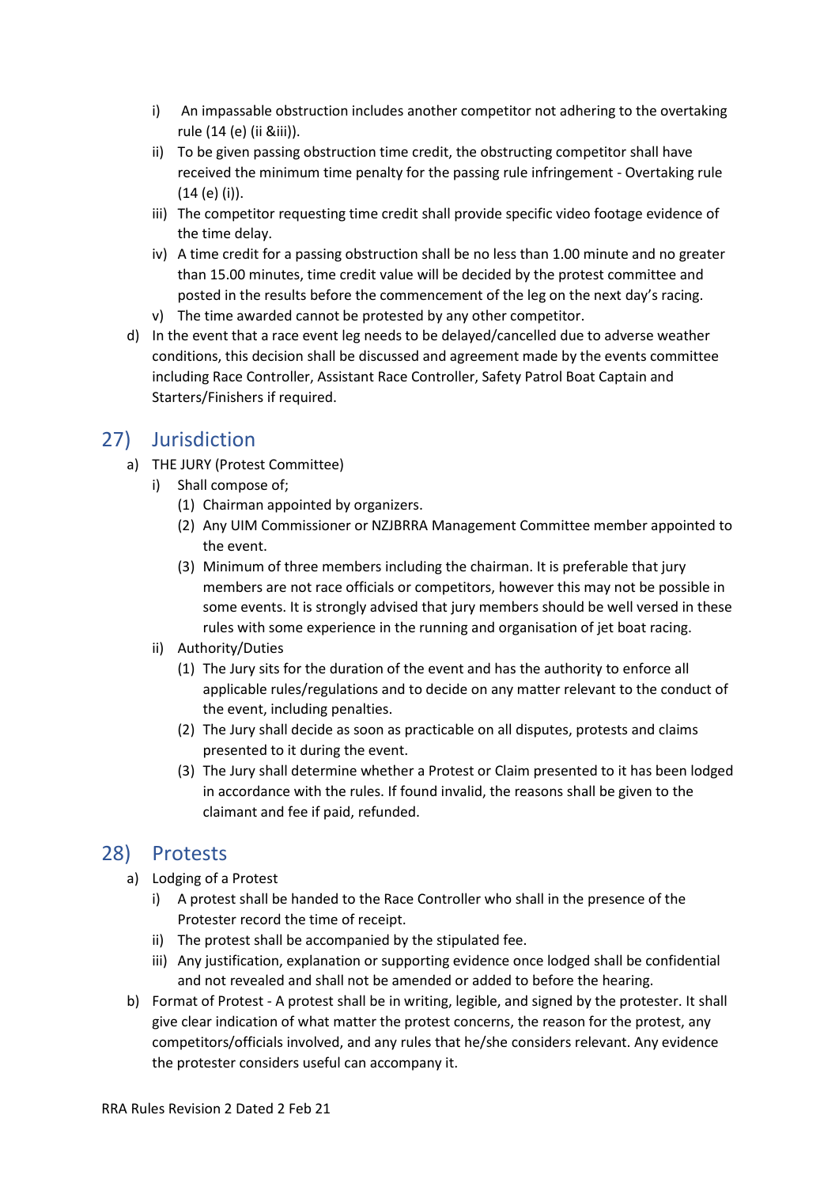- i) An impassable obstruction includes another competitor not adhering to the overtaking rule (14 (e) (ii &iii)).
- ii) To be given passing obstruction time credit, the obstructing competitor shall have received the minimum time penalty for the passing rule infringement - Overtaking rule (14 (e) (i)).
- iii) The competitor requesting time credit shall provide specific video footage evidence of the time delay.
- iv) A time credit for a passing obstruction shall be no less than 1.00 minute and no greater than 15.00 minutes, time credit value will be decided by the protest committee and posted in the results before the commencement of the leg on the next day's racing.
- v) The time awarded cannot be protested by any other competitor.

d) In the event that a race event leg needs to be delayed/cancelled due to adverse weather conditions, this decision shall be discussed and agreement made by the events committee including Race Controller, Assistant Race Controller, Safety Patrol Boat Captain and Starters/Finishers if required.

## 27) Jurisdiction

a) THE JURY (Protest Committee)
- i) Shall compose of;
  - (1) Chairman appointed by organizers.
  - (2) Any UIM Commissioner or NZJBRRA Management Committee member appointed to the event.
  - (3) Minimum of three members including the chairman. It is preferable that jury members are not race officials or competitors, however this may not be possible in some events. It is strongly advised that jury members should be well versed in these rules with some experience in the running and organisation of jet boat racing.
- ii) Authority/Duties
  - (1) The Jury sits for the duration of the event and has the authority to enforce all applicable rules/regulations and to decide on any matter relevant to the conduct of the event, including penalties.
  - (2) The Jury shall decide as soon as practicable on all disputes, protests and claims presented to it during the event.
  - (3) The Jury shall determine whether a Protest or Claim presented to it has been lodged in accordance with the rules. If found invalid, the reasons shall be given to the claimant and fee if paid, refunded.

## 28) Protests

a) Lodging of a Protest
- i) A protest shall be handed to the Race Controller who shall in the presence of the Protester record the time of receipt.
- ii) The protest shall be accompanied by the stipulated fee.
- iii) Any justification, explanation or supporting evidence once lodged shall be confidential and not revealed and shall not be amended or added to before the hearing.

b) Format of Protest - A protest shall be in writing, legible, and signed by the protester. It shall give clear indication of what matter the protest concerns, the reason for the protest, any competitors/officials involved, and any rules that he/she considers relevant. Any evidence the protester considers useful can accompany it.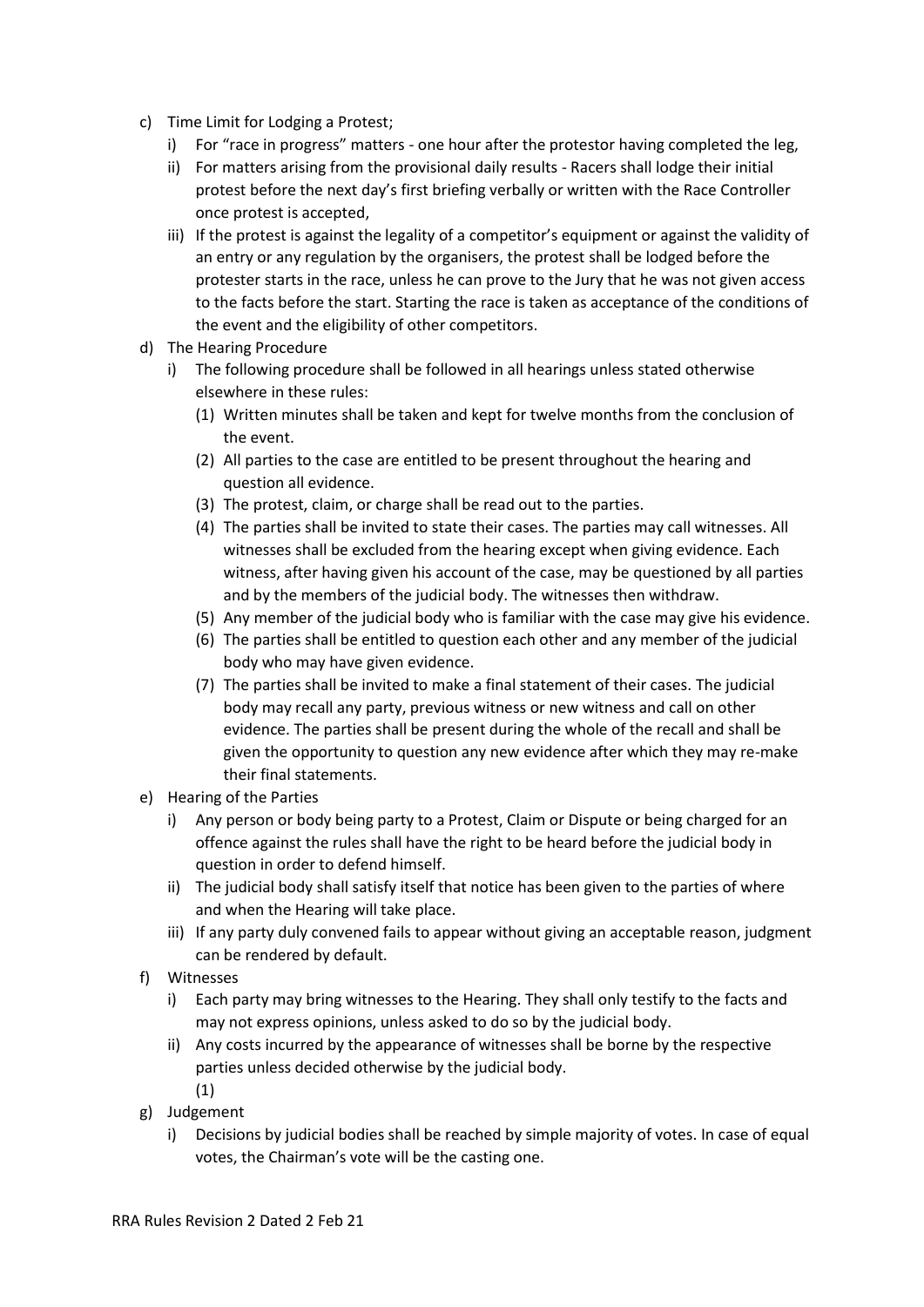c) Time Limit for Lodging a Protest;
   i) For "race in progress" matters - one hour after the protestor having completed the leg,
   ii) For matters arising from the provisional daily results - Racers shall lodge their initial protest before the next day's first briefing verbally or written with the Race Controller once protest is accepted,
   iii) If the protest is against the legality of a competitor's equipment or against the validity of an entry or any regulation by the organisers, the protest shall be lodged before the protester starts in the race, unless he can prove to the Jury that he was not given access to the facts before the start. Starting the race is taken as acceptance of the conditions of the event and the eligibility of other competitors.

d) The Hearing Procedure
   i) The following procedure shall be followed in all hearings unless stated otherwise elsewhere in these rules:
      (1) Written minutes shall be taken and kept for twelve months from the conclusion of the event.
      (2) All parties to the case are entitled to be present throughout the hearing and question all evidence.
      (3) The protest, claim, or charge shall be read out to the parties.
      (4) The parties shall be invited to state their cases. The parties may call witnesses. All witnesses shall be excluded from the hearing except when giving evidence. Each witness, after having given his account of the case, may be questioned by all parties and by the members of the judicial body. The witnesses then withdraw.
      (5) Any member of the judicial body who is familiar with the case may give his evidence.
      (6) The parties shall be entitled to question each other and any member of the judicial body who may have given evidence.
      (7) The parties shall be invited to make a final statement of their cases. The judicial body may recall any party, previous witness or new witness and call on other evidence. The parties shall be present during the whole of the recall and shall be given the opportunity to question any new evidence after which they may re-make their final statements.

e) Hearing of the Parties
   i) Any person or body being party to a Protest, Claim or Dispute or being charged for an offence against the rules shall have the right to be heard before the judicial body in question in order to defend himself.
   ii) The judicial body shall satisfy itself that notice has been given to the parties of where and when the Hearing will take place.
   iii) If any party duly convened fails to appear without giving an acceptable reason, judgment can be rendered by default.

f) Witnesses
   i) Each party may bring witnesses to the Hearing. They shall only testify to the facts and may not express opinions, unless asked to do so by the judicial body.
   ii) Any costs incurred by the appearance of witnesses shall be borne by the respective parties unless decided otherwise by the judicial body.
      (1)

g) Judgement
   i) Decisions by judicial bodies shall be reached by simple majority of votes. In case of equal votes, the Chairman's vote will be the casting one.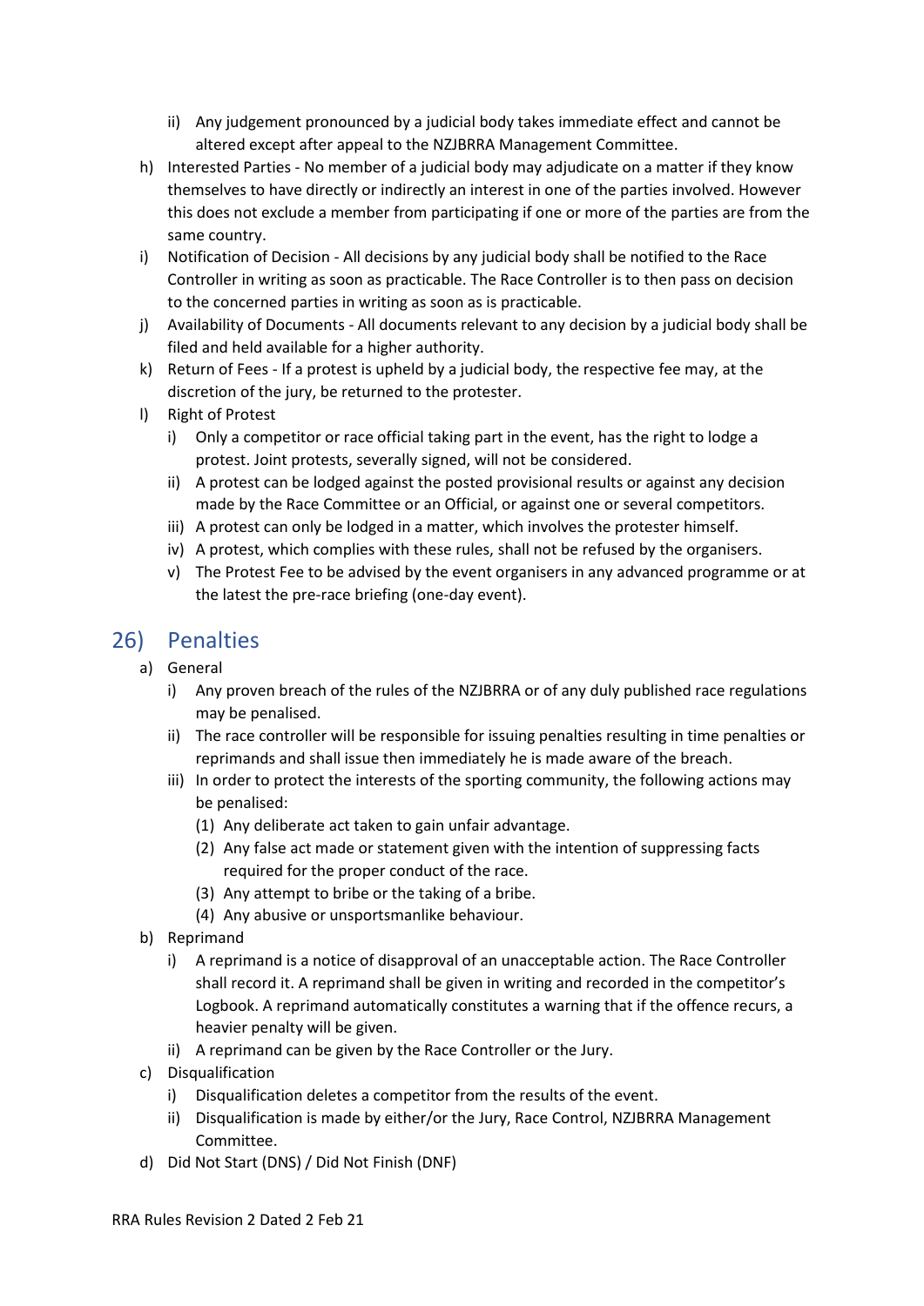- ii) Any judgement pronounced by a judicial body takes immediate effect and cannot be altered except after appeal to the NZJBRRA Management Committee.
- h) Interested Parties - No member of a judicial body may adjudicate on a matter if they know themselves to have directly or indirectly an interest in one of the parties involved. However this does not exclude a member from participating if one or more of the parties are from the same country.
- i) Notification of Decision - All decisions by any judicial body shall be notified to the Race Controller in writing as soon as practicable. The Race Controller is to then pass on decision to the concerned parties in writing as soon as is practicable.
- j) Availability of Documents - All documents relevant to any decision by a judicial body shall be filed and held available for a higher authority.
- k) Return of Fees - If a protest is upheld by a judicial body, the respective fee may, at the discretion of the jury, be returned to the protester.
- l) Right of Protest
   - i) Only a competitor or race official taking part in the event, has the right to lodge a protest. Joint protests, severally signed, will not be considered.
   - ii) A protest can be lodged against the posted provisional results or against any decision made by the Race Committee or an Official, or against one or several competitors.
   - iii) A protest can only be lodged in a matter, which involves the protester himself.
   - iv) A protest, which complies with these rules, shall not be refused by the organisers.
   - v) The Protest Fee to be advised by the event organisers in any advanced programme or at the latest the pre-race briefing (one-day event).

## 26) Penalties

- a) General
   - i) Any proven breach of the rules of the NZJBRRA or of any duly published race regulations may be penalised.
   - ii) The race controller will be responsible for issuing penalties resulting in time penalties or reprimands and shall issue then immediately he is made aware of the breach.
   - iii) In order to protect the interests of the sporting community, the following actions may be penalised:
      - (1) Any deliberate act taken to gain unfair advantage.
      - (2) Any false act made or statement given with the intention of suppressing facts required for the proper conduct of the race.
      - (3) Any attempt to bribe or the taking of a bribe.
      - (4) Any abusive or unsportsmanlike behaviour.
- b) Reprimand
   - i) A reprimand is a notice of disapproval of an unacceptable action. The Race Controller shall record it. A reprimand shall be given in writing and recorded in the competitor's Logbook. A reprimand automatically constitutes a warning that if the offence recurs, a heavier penalty will be given.
   - ii) A reprimand can be given by the Race Controller or the Jury.
- c) Disqualification
   - i) Disqualification deletes a competitor from the results of the event.
   - ii) Disqualification is made by either/or the Jury, Race Control, NZJBRRA Management Committee.
- d) Did Not Start (DNS) / Did Not Finish (DNF)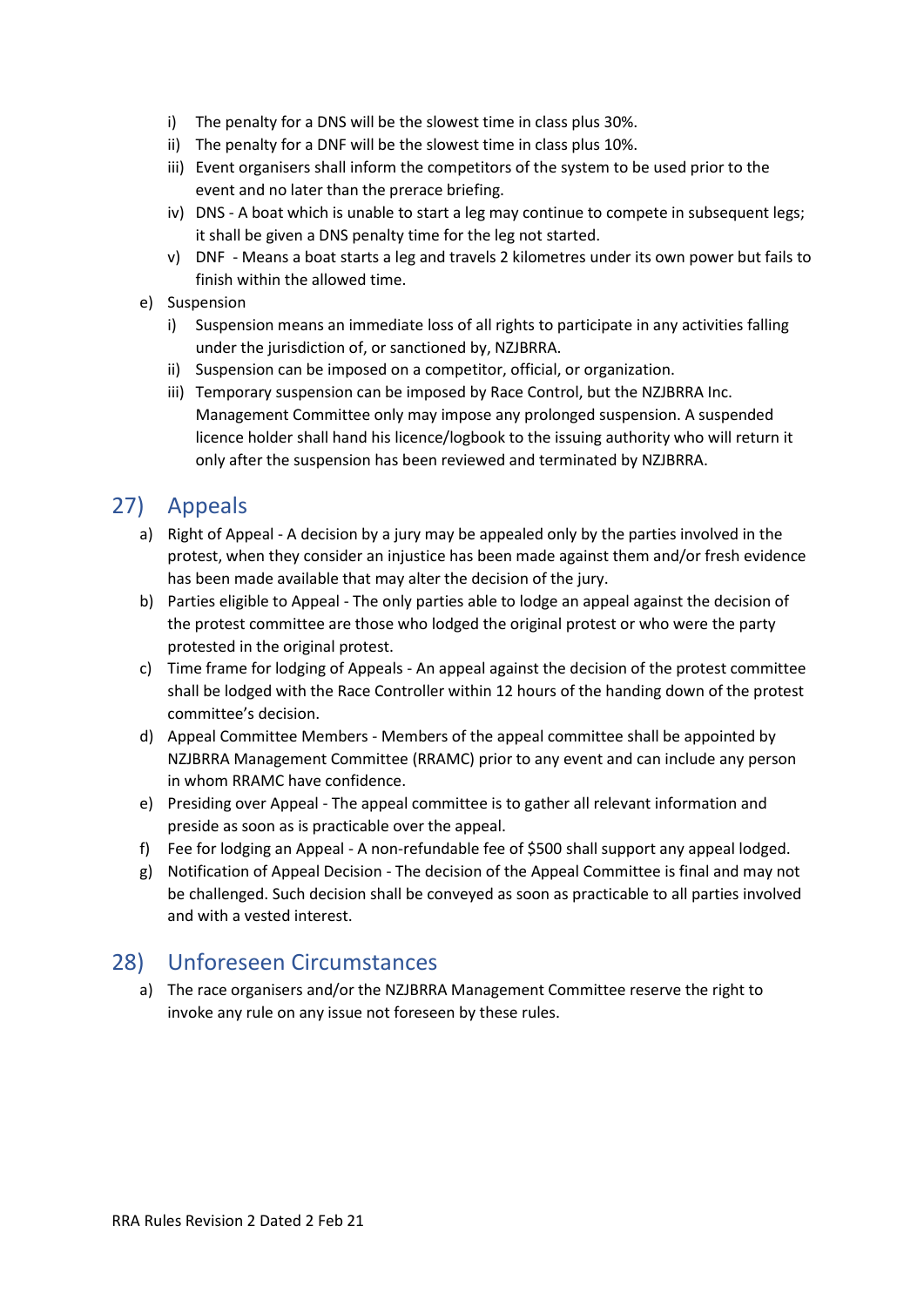i) The penalty for a DNS will be the slowest time in class plus 30%.
   ii) The penalty for a DNF will be the slowest time in class plus 10%.
   iii) Event organisers shall inform the competitors of the system to be used prior to the event and no later than the prerace briefing.
   iv) DNS - A boat which is unable to start a leg may continue to compete in subsequent legs; it shall be given a DNS penalty time for the leg not started.
   v) DNF - Means a boat starts a leg and travels 2 kilometres under its own power but fails to finish within the allowed time.

e) Suspension
   i) Suspension means an immediate loss of all rights to participate in any activities falling under the jurisdiction of, or sanctioned by, NZJBRRA.
   ii) Suspension can be imposed on a competitor, official, or organization.
   iii) Temporary suspension can be imposed by Race Control, but the NZJBRRA Inc. Management Committee only may impose any prolonged suspension. A suspended licence holder shall hand his licence/logbook to the issuing authority who will return it only after the suspension has been reviewed and terminated by NZJBRRA.

## 27) Appeals

a) Right of Appeal - A decision by a jury may be appealed only by the parties involved in the protest, when they consider an injustice has been made against them and/or fresh evidence has been made available that may alter the decision of the jury.
b) Parties eligible to Appeal - The only parties able to lodge an appeal against the decision of the protest committee are those who lodged the original protest or who were the party protested in the original protest.
c) Time frame for lodging of Appeals - An appeal against the decision of the protest committee shall be lodged with the Race Controller within 12 hours of the handing down of the protest committee's decision.
d) Appeal Committee Members - Members of the appeal committee shall be appointed by NZJBRRA Management Committee (RRAMC) prior to any event and can include any person in whom RRAMC have confidence.
e) Presiding over Appeal - The appeal committee is to gather all relevant information and preside as soon as is practicable over the appeal.
f) Fee for lodging an Appeal - A non-refundable fee of $500 shall support any appeal lodged.
g) Notification of Appeal Decision - The decision of the Appeal Committee is final and may not be challenged. Such decision shall be conveyed as soon as practicable to all parties involved and with a vested interest.

## 28) Unforeseen Circumstances

a) The race organisers and/or the NZJBRRA Management Committee reserve the right to invoke any rule on any issue not foreseen by these rules.